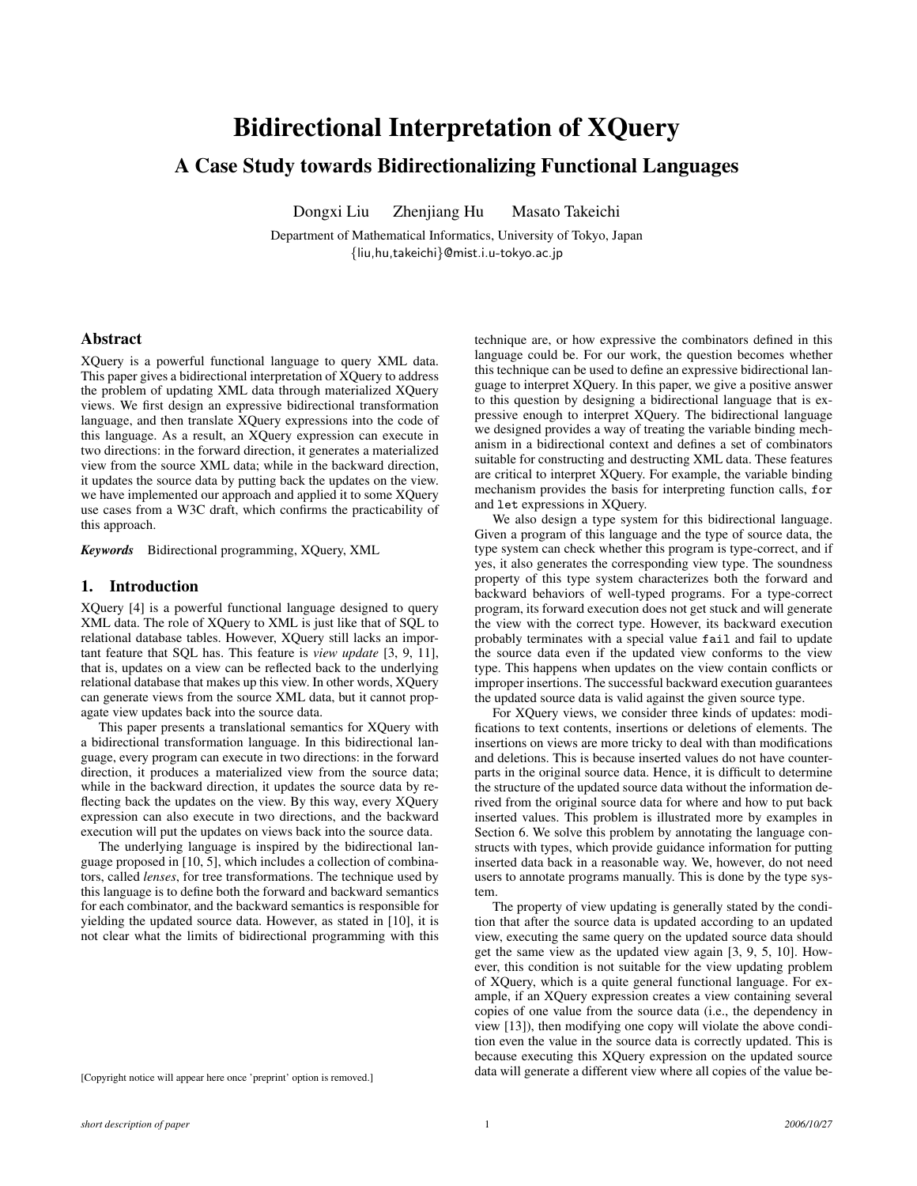# Bidirectional Interpretation of XQuery

## A Case Study towards Bidirectionalizing Functional Languages

Dongxi Liu Zhenjiang Hu Masato Takeichi

Department of Mathematical Informatics, University of Tokyo, Japan
{liu,hu,takeichi}@mist.i.u-tokyo.ac.jp

### Abstract

XQuery is a powerful functional language to query XML data. This paper gives a bidirectional interpretation of XQuery to address the problem of updating XML data through materialized XQuery views. We first design an expressive bidirectional transformation language, and then translate XQuery expressions into the code of this language. As a result, an XQuery expression can execute in two directions: in the forward direction, it generates a materialized view from the source XML data; while in the backward direction, it updates the source data by putting back the updates on the view. we have implemented our approach and applied it to some XQuery use cases from a W3C draft, which confirms the practicability of this approach.

***Keywords*** Bidirectional programming, XQuery, XML

### 1. Introduction

XQuery [4] is a powerful functional language designed to query XML data. The role of XQuery to XML is just like that of SQL to relational database tables. However, XQuery still lacks an important feature that SQL has. This feature is *view update* [3, 9, 11], that is, updates on a view can be reflected back to the underlying relational database that makes up this view. In other words, XQuery can generate views from the source XML data, but it cannot propagate view updates back into the source data.

This paper presents a translational semantics for XQuery with a bidirectional transformation language. In this bidirectional language, every program can execute in two directions: in the forward direction, it produces a materialized view from the source data; while in the backward direction, it updates the source data by reflecting back the updates on the view. By this way, every XQuery expression can also execute in two directions, and the backward execution will put the updates on views back into the source data.

The underlying language is inspired by the bidirectional language proposed in [10, 5], which includes a collection of combinators, called *lenses*, for tree transformations. The technique used by this language is to define both the forward and backward semantics for each combinator, and the backward semantics is responsible for yielding the updated source data. However, as stated in [10], it is not clear what the limits of bidirectional programming with this technique are, or how expressive the combinators defined in this language could be. For our work, the question becomes whether this technique can be used to define an expressive bidirectional language to interpret XQuery. In this paper, we give a positive answer to this question by designing a bidirectional language that is expressive enough to interpret XQuery. The bidirectional language we designed provides a way of treating the variable binding mechanism in a bidirectional context and defines a set of combinators suitable for constructing and destructing XML data. These features are critical to interpret XQuery. For example, the variable binding mechanism provides the basis for interpreting function calls, `for` and `let` expressions in XQuery.

We also design a type system for this bidirectional language. Given a program of this language and the type of source data, the type system can check whether this program is type-correct, and if yes, it also generates the corresponding view type. The soundness property of this type system characterizes both the forward and backward behaviors of well-typed programs. For a type-correct program, its forward execution does not get stuck and will generate the view with the correct type. However, its backward execution probably terminates with a special value `fail` and fail to update the source data even if the updated view conforms to the view type. This happens when updates on the view contain conflicts or improper insertions. The successful backward execution guarantees the updated source data is valid against the given source type.

For XQuery views, we consider three kinds of updates: modifications to text contents, insertions or deletions of elements. The insertions on views are more tricky to deal with than modifications and deletions. This is because inserted values do not have counterparts in the original source data. Hence, it is difficult to determine the structure of the updated source data without the information derived from the original source data for where and how to put back inserted values. This problem is illustrated more by examples in Section 6. We solve this problem by annotating the language constructs with types, which provide guidance information for putting inserted data back in a reasonable way. We, however, do not need users to annotate programs manually. This is done by the type system.

The property of view updating is generally stated by the condition that after the source data is updated according to an updated view, executing the same query on the updated source data should get the same view as the updated view [3, 9, 5, 10]. However, this condition is not suitable for the view updating problem of XQuery, which is a quite general functional language. For example, if an XQuery expression creates a view containing several copies of one value from the source data (i.e., the dependency in view [13]), then modifying one copy will violate the above condition even the value in the source data is correctly updated. This is because executing this XQuery expression on the updated source data will generate a different view where all copies of the value be-

[Copyright notice will appear here once 'preprint' option is removed.]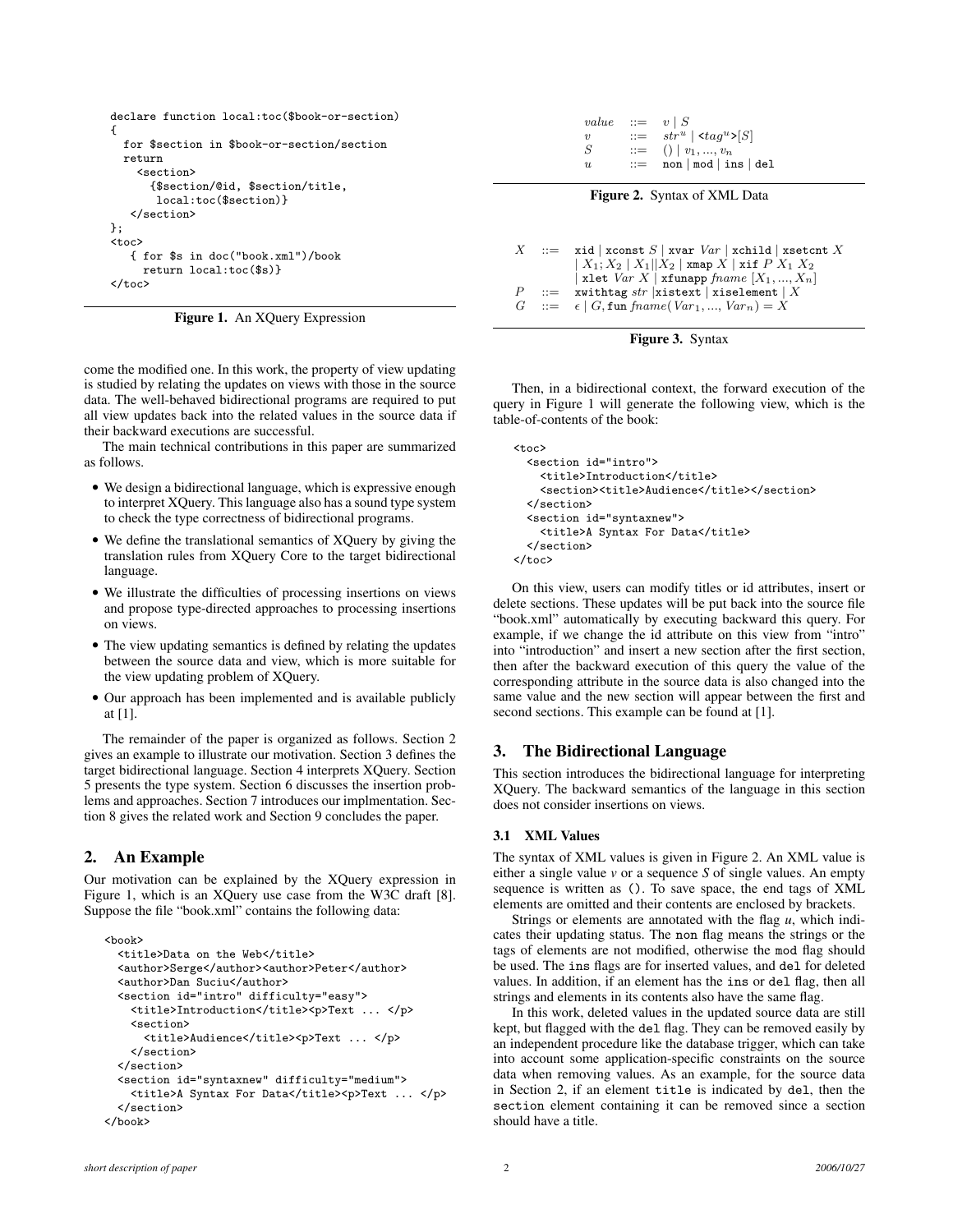```
declare function local:toc($book-or-section)
{
  for $section in $book-or-section/section
  return
    <section>
      {$section/@id, $section/title,
       local:toc($section)}
    </section>
};
<toc>
   { for $s in doc("book.xml")/book
     return local:toc($s)}
</toc>
```

**Figure 1.** An XQuery Expression

come the modified one. In this work, the property of view updating is studied by relating the updates on views with those in the source data. The well-behaved bidirectional programs are required to put all view updates back into the related values in the source data if their backward executions are successful.

The main technical contributions in this paper are summarized as follows.

- We design a bidirectional language, which is expressive enough to interpret XQuery. This language also has a sound type system to check the type correctness of bidirectional programs.
- We define the translational semantics of XQuery by giving the translation rules from XQuery Core to the target bidirectional language.
- We illustrate the difficulties of processing insertions on views and propose type-directed approaches to processing insertions on views.
- The view updating semantics is defined by relating the updates between the source data and view, which is more suitable for the view updating problem of XQuery.
- Our approach has been implemented and is available publicly at [1].

The remainder of the paper is organized as follows. Section 2 gives an example to illustrate our motivation. Section 3 defines the target bidirectional language. Section 4 interprets XQuery. Section 5 presents the type system. Section 6 discusses the insertion problems and approaches. Section 7 introduces our implmentation. Section 8 gives the related work and Section 9 concludes the paper.

## 2. An Example

Our motivation can be explained by the XQuery expression in Figure 1, which is an XQuery use case from the W3C draft [8]. Suppose the file "book.xml" contains the following data:

```
<book>
  <title>Data on the Web</title>
  <author>Serge</author><author>Peter</author>
  <author>Dan Suciu</author>
  <section id="intro" difficulty="easy">
    <title>Introduction</title><p>Text ... </p>
    <section>
      <title>Audience</title><p>Text ... </p>
    </section>
  </section>
  <section id="syntaxnew" difficulty="medium">
    <title>A Syntax For Data</title><p>Text ... </p>
  </section>
</book>
```

$$
\begin{array}{lcl}
value & ::= & v \mid S \\
v & ::= & str^u \mid \texttt{<}tag^u\texttt{>}[S] \\
S & ::= & () \mid v_1, ..., v_n \\
u & ::= & \texttt{non} \mid \texttt{mod} \mid \texttt{ins} \mid \texttt{del}
\end{array}
$$

**Figure 2.** Syntax of XML Data

$$
\begin{array}{lcl}
X & ::= & \texttt{xid} \mid \texttt{xconst}\ S \mid \texttt{xvar}\ Var \mid \texttt{xchild} \mid \texttt{xsetcnt}\ X \\
 & & \mid X_1; X_2 \mid X_1 || X_2 \mid \texttt{xmap}\ X \mid \texttt{xif}\ P\ X_1\ X_2 \\
 & & \mid \texttt{xlet}\ Var\ X \mid \texttt{xfunapp}\ fname\ [X_1, ..., X_n] \\
P & ::= & \texttt{xwithtag}\ str \mid \texttt{xistext} \mid \texttt{xiselement} \mid X \\
G & ::= & \epsilon \mid G, \texttt{fun}\ fname(Var_1, ..., Var_n) = X
\end{array}
$$

**Figure 3.** Syntax

Then, in a bidirectional context, the forward execution of the query in Figure 1 will generate the following view, which is the table-of-contents of the book:

```
<toc>
  <section id="intro">
    <title>Introduction</title>
    <section><title>Audience</title></section>
  </section>
  <section id="syntaxnew">
    <title>A Syntax For Data</title>
  </section>
</toc>
```

On this view, users can modify titles or id attributes, insert or delete sections. These updates will be put back into the source file "book.xml" automatically by executing backward this query. For example, if we change the id attribute on this view from "intro" into "introduction" and insert a new section after the first section, then after the backward execution of this query the value of the corresponding attribute in the source data is also changed into the same value and the new section will appear between the first and second sections. This example can be found at [1].

## 3. The Bidirectional Language

This section introduces the bidirectional language for interpreting XQuery. The backward semantics of the language in this section does not consider insertions on views.

### 3.1 XML Values

The syntax of XML values is given in Figure 2. An XML value is either a single value *v* or a sequence *S* of single values. An empty sequence is written as `()`. To save space, the end tags of XML elements are omitted and their contents are enclosed by brackets.

Strings or elements are annotated with the flag *u*, which indicates their updating status. The `non` flag means the strings or the tags of elements are not modified, otherwise the `mod` flag should be used. The `ins` flags are for inserted values, and `del` for deleted values. In addition, if an element has the `ins` or `del` flag, then all strings and elements in its contents also have the same flag.

In this work, deleted values in the updated source data are still kept, but flagged with the `del` flag. They can be removed easily by an independent procedure like the database trigger, which can take into account some application-specific constraints on the source data when removing values. As an example, for the source data in Section 2, if an element `title` is indicated by `del`, then the `section` element containing it can be removed since a section should have a title.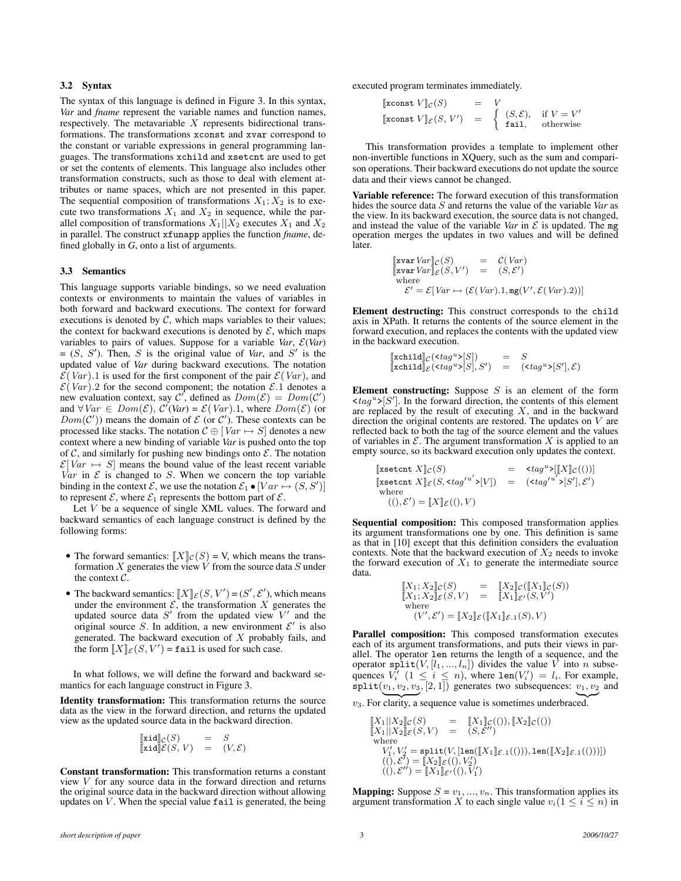### 3.2 Syntax

The syntax of this language is defined in Figure 3. In this syntax, *Var* and *fname* represent the variable names and function names, respectively. The metavariable $X$ represents bidirectional transformations. The transformations `xconst` and `xvar` correspond to the constant or variable expressions in general programming languages. The transformations `xchild` and `xsetcnt` are used to get or set the contents of elements. This language also includes other transformation constructs, such as those to deal with element attributes or name spaces, which are not presented in this paper. The sequential composition of transformations $X_1; X_2$ is to execute two transformations $X_1$ and $X_2$ in sequence, while the parallel composition of transformations $X_1||X_2$ executes $X_1$ and $X_2$ in parallel. The construct `xfunapp` applies the function *fname*, defined globally in *G*, onto a list of arguments.

### 3.3 Semantics

This language supports variable bindings, so we need evaluation contexts or environments to maintain the values of variables in both forward and backward executions. The context for forward executions is denoted by $\mathcal{C}$, which maps variables to their values; the context for backward executions is denoted by $\mathcal{E}$, which maps variables to pairs of values. Suppose for a variable *Var*, $\mathcal{E}$(*Var*) = $(S, S')$. Then, $S$ is the original value of *Var*, and $S'$ is the updated value of *Var* during backward executions. The notation $\mathcal{E}(Var).1$ is used for the first component of the pair $\mathcal{E}(Var)$, and $\mathcal{E}(Var).2$ for the second component; the notation $\mathcal{E}.1$ denotes a new evaluation context, say $\mathcal{C}'$, defined as $Dom(\mathcal{E}) = Dom(\mathcal{C}')$ and $\forall Var \in Dom(\mathcal{E})$, $\mathcal{C}'$(*Var*) = $\mathcal{E}(Var).1$, where $Dom(\mathcal{E})$ (or $Dom(\mathcal{C}')$) means the domain of $\mathcal{E}$ (or $\mathcal{C}'$). These contexts can be processed like stacks. The notation $\mathcal{C} \oplus [Var \mapsto S]$ denotes a new context where a new binding of variable *Var* is pushed onto the top of $\mathcal{C}$, and similarly for pushing new bindings onto $\mathcal{E}$. The notation $\mathcal{E}[Var \mapsto S]$ means the bound value of the least recent variable $Var$ in $\mathcal{E}$ is changed to $S$. When we concern the top variable binding in the context $\mathcal{E}$, we use the notation $\mathcal{E}_1 \bullet [Var \mapsto (S, S')]$ to represent $\mathcal{E}$, where $\mathcal{E}_1$ represents the bottom part of $\mathcal{E}$.

Let $V$ be a sequence of single XML values. The forward and backward semantics of each language construct is defined by the following forms:

- The forward semantics: $[\![X]\!]_{\mathcal{C}}(S)$ = V, which means the transformation $X$ generates the view $V$ from the source data $S$ under the context $\mathcal{C}$.
- The backward semantics: $[\![X]\!]_{\mathcal{E}}(S, V') = (S', \mathcal{E}')$, which means under the environment $\mathcal{E}$, the transformation $X$ generates the updated source data $S'$ from the updated view $V'$ and the original source $S$. In addition, a new environment $\mathcal{E}'$ is also generated. The backward execution of $X$ probably fails, and the form $[\![X]\!]_{\mathcal{E}}(S, V')$ = `fail` is used for such case.

In what follows, we will define the forward and backward semantics for each language construct in Figure 3.

**Identity transformation:** This transformation returns the source data as the view in the forward direction, and returns the updated view as the updated source data in the backward direction.

$$
\begin{array}{lcl}
[\![\texttt{xid}]\!]_{\mathcal{C}}(S) & = & S \\
[\![\texttt{xid}]\!]_{\mathcal{E}}(S, V) & = & (V, \mathcal{E})
\end{array}
$$

**Constant transformation:** This transformation returns a constant view $V$ for any source data in the forward direction and returns the original source data in the backward direction without allowing updates on $V$. When the special value `fail` is generated, the being executed program terminates immediately.

$$
\begin{array}{lcl}
[\![\texttt{xconst}\ V]\!]_{\mathcal{C}}(S) & = & V \\
[\![\texttt{xconst}\ V]\!]_{\mathcal{E}}(S, V') & = & \left\{ \begin{array}{ll} (S, \mathcal{E}), & \text{if } V = V' \\ \texttt{fail}, & \text{otherwise} \end{array} \right.
\end{array}
$$

This transformation provides a template to implement other non-invertible functions in XQuery, such as the sum and comparison operations. Their backward executions do not update the source data and their views cannot be changed.

**Variable reference:** The forward execution of this transformation hides the source data $S$ and returns the value of the variable *Var* as the view. In its backward execution, the source data is not changed, and instead the value of the variable *Var* in $\mathcal{E}$ is updated. The `mg` operation merges the updates in two values and will be defined later.

$$
\begin{array}{lcl}
[\![\texttt{xvar}\ Var]\!]_{\mathcal{C}}(S) & = & \mathcal{C}(Var) \\
[\![\texttt{xvar}\ Var]\!]_{\mathcal{E}}(S, V') & = & (S, \mathcal{E}') \\
\multicolumn{3}{l}{\text{where}} \\
\multicolumn{3}{l}{\quad \mathcal{E}' = \mathcal{E}[Var \mapsto (\mathcal{E}(Var).1, \texttt{mg}(V', \mathcal{E}(Var).2))]}
\end{array}
$$

**Element destructing:** This construct corresponds to the `child` axis in XPath. It returns the contents of the source element in the forward execution, and replaces the contents with the updated view in the backward execution.

$$
\begin{array}{lcl}
[\![\texttt{xchild}]\!]_{\mathcal{C}}(\texttt{<}tag^u\texttt{>}[S]) & = & S \\
[\![\texttt{xchild}]\!]_{\mathcal{E}}(\texttt{<}tag^u\texttt{>}[S], S') & = & (\texttt{<}tag^u\texttt{>}[S'], \mathcal{E})
\end{array}
$$

**Element constructing:** Suppose $S$ is an element of the form $\texttt{<}tag^u\texttt{>}[S']$. In the forward direction, the contents of this element are replaced by the result of executing $X$, and in the backward direction the original contents are restored. The updates on $V$ are reflected back to both the tag of the source element and the values of variables in $\mathcal{E}$. The argument transformation $X$ is applied to an empty source, so its backward execution only updates the context.

$$
\begin{array}{lcl}
[\![\texttt{xsetcnt}\ X]\!]_{\mathcal{C}}(S) & = & \texttt{<}tag^u\texttt{>}[[\![X]\!]_{\mathcal{C}}(())] \\
[\![\texttt{xsetcnt}\ X]\!]_{\mathcal{E}}(S, \texttt{<}tag'^{u'}\texttt{>}[V]) & = & (\texttt{<}tag'^{u'}\texttt{>}[S'], \mathcal{E}') \\
\multicolumn{3}{l}{\text{where}} \\
\multicolumn{3}{l}{\quad ((), \mathcal{E}') = [\![X]\!]_{\mathcal{E}}((), V)}
\end{array}
$$

**Sequential composition:** This composed transformation applies its argument transformations one by one. This definition is same as that in [10] except that this definition considers the evaluation contexts. Note that the backward execution of $X_2$ needs to invoke the forward execution of $X_1$ to generate the intermediate source data.

$$
\begin{array}{lcl}
[\![X_1; X_2]\!]_{\mathcal{C}}(S) & = & [\![X_2]\!]_{\mathcal{C}}([\![X_1]\!]_{\mathcal{C}}(S)) \\
[\![X_1; X_2]\!]_{\mathcal{E}}(S, V) & = & [\![X_1]\!]_{\mathcal{E}'}(S, V') \\
\multicolumn{3}{l}{\text{where}} \\
\multicolumn{3}{l}{\quad (V', \mathcal{E}') = [\![X_2]\!]_{\mathcal{E}}([\![X_1]\!]_{\mathcal{E}.1}(S), V)}
\end{array}
$$

**Parallel composition:** This composed transformation executes each of its argument transformations, and puts their views in parallel. The operator `len` returns the length of a sequence, and the operator $\texttt{split}(V, [l_1, ..., l_n])$ divides the value $V$ into $n$ subsequences $V_i'$ $(1 \leq i \leq n)$, where $\texttt{len}(V_i') = l_i$. For example, $\texttt{split}(\underbrace{v_1, v_2, v_3}, [2, 1])$ generates two subsequences: $\underbrace{v_1, v_2}$ and $v_3$. For clarity, a sequence value is sometimes underbraced.

$$
\begin{array}{lcl}
[\![X_1||X_2]\!]_{\mathcal{C}}(S) & = & [\![X_1]\!]_{\mathcal{C}}(()), [\![X_2]\!]_{\mathcal{C}}(()) \\
[\![X_1||X_2]\!]_{\mathcal{E}}(S, V) & = & (S, \mathcal{E}'') \\
\multicolumn{3}{l}{\text{where}} \\
\multicolumn{3}{l}{\quad V_1', V_2' = \texttt{split}(V, [\texttt{len}([\![X_1]\!]_{\mathcal{E}.1}(())), \texttt{len}([\![X_2]\!]_{\mathcal{E}.1}(()))])} \\
\multicolumn{3}{l}{\quad ((), \mathcal{E}') = [\![X_2]\!]_{\mathcal{E}}((), V_2')} \\
\multicolumn{3}{l}{\quad ((), \mathcal{E}'') = [\![X_1]\!]_{\mathcal{E}'}((), V_1')}
\end{array}
$$

**Mapping:** Suppose $S = v_1, ..., v_n$. This transformation applies its argument transformation $X$ to each single value $v_i (1 \leq i \leq n)$ in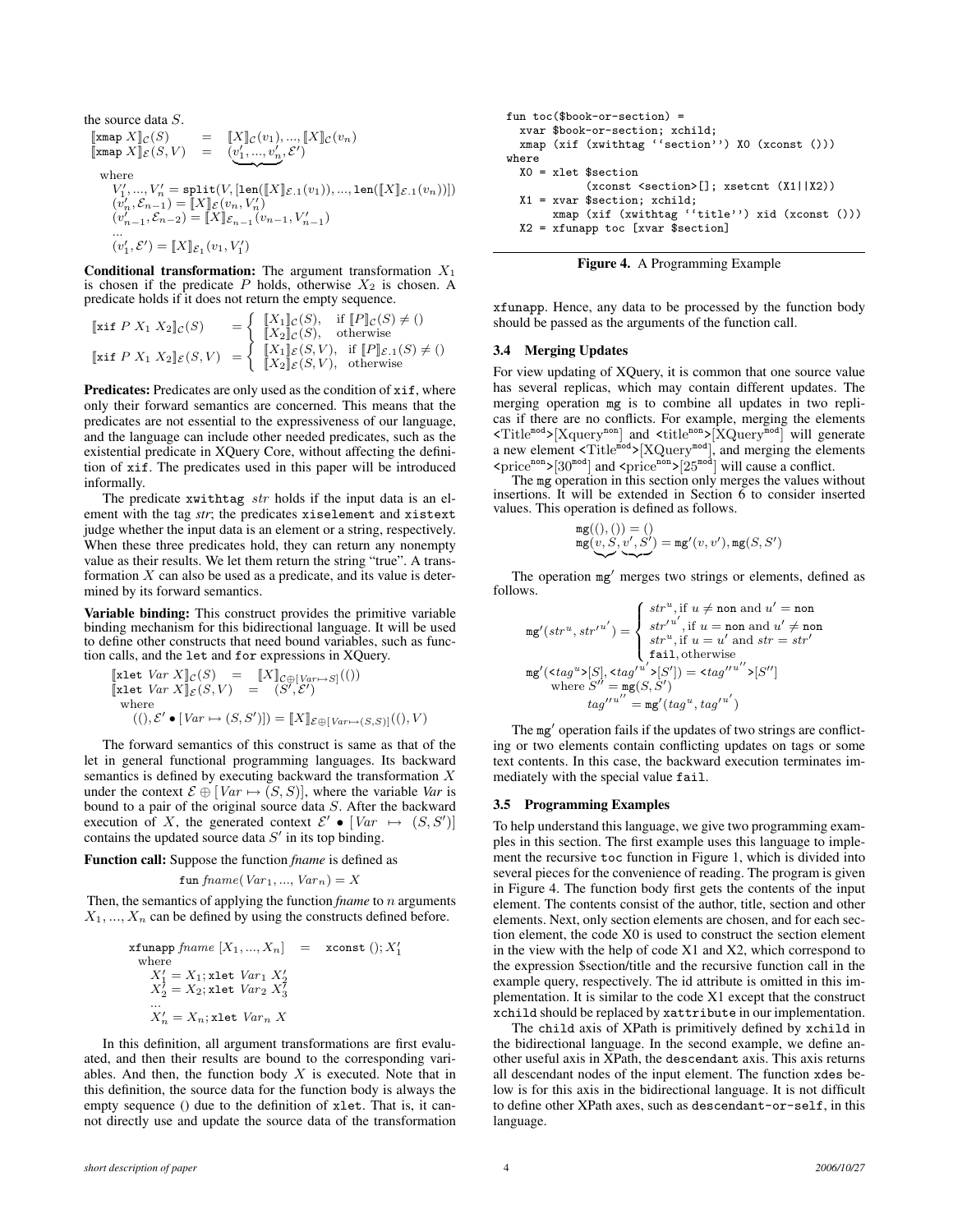the source data $S$.

$$
\begin{array}{lcl}
[\![\texttt{xmap}\ X]\!]_{\mathcal{C}}(S) & = & [\![X]\!]_{\mathcal{C}}(v_1), ..., [\![X]\!]_{\mathcal{C}}(v_n) \\
[\![\texttt{xmap}\ X]\!]_{\mathcal{E}}(S, V) & = & (\underbrace{v_1', ..., v_n'}, \mathcal{E}')
\end{array}
$$

where

$$
\begin{array}{l}
V_1', ..., V_n' = \texttt{split}(V, [\texttt{len}([\![X]\!]_{\mathcal{E}.1}(v_1)), ..., \texttt{len}([\![X]\!]_{\mathcal{E}.1}(v_n))]) \\
(v_n', \mathcal{E}_{n-1}) = [\![X]\!]_{\mathcal{E}}(v_n, V_n') \\
(v_{n-1}', \mathcal{E}_{n-2}) = [\![X]\!]_{\mathcal{E}_{n-1}}(v_{n-1}, V_{n-1}') \\
... \\
(v_1', \mathcal{E}') = [\![X]\!]_{\mathcal{E}_1}(v_1, V_1')
\end{array}
$$

**Conditional transformation:** The argument transformation $X_1$ is chosen if the predicate $P$ holds, otherwise $X_2$ is chosen. A predicate holds if it does not return the empty sequence.

$$
[\![\texttt{xif}\ P\ X_1\ X_2]\!]_{\mathcal{C}}(S) = \begin{cases} [\![X_1]\!]_{\mathcal{C}}(S), & \text{if } [\![P]\!]_{\mathcal{C}}(S) \neq () \\ [\![X_2]\!]_{\mathcal{C}}(S), & \text{otherwise} \end{cases}
$$

$$
[\![\texttt{xif}\ P\ X_1\ X_2]\!]_{\mathcal{E}}(S, V) = \begin{cases} [\![X_1]\!]_{\mathcal{E}}(S, V), & \text{if } [\![P]\!]_{\mathcal{E}.1}(S) \neq () \\ [\![X_2]\!]_{\mathcal{E}}(S, V), & \text{otherwise} \end{cases}
$$

**Predicates:** Predicates are only used as the condition of `xif`, where only their forward semantics are concerned. This means that the predicates are not essential to the expressiveness of our language, and the language can include other needed predicates, such as the existential predicate in XQuery Core, without affecting the definition of `xif`. The predicates used in this paper will be introduced informally.

The predicate `xwithtag` *str* holds if the input data is an element with the tag *str*; the predicates `xiselement` and `xistext` judge whether the input data is an element or a string, respectively. When these three predicates hold, they can return any nonempty value as their results. We let them return the string "true". A transformation $X$ can also be used as a predicate, and its value is determined by its forward semantics.

**Variable binding:** This construct provides the primitive variable binding mechanism for this bidirectional language. It will be used to define other constructs that need bound variables, such as function calls, and the `let` and `for` expressions in XQuery.

$$
\begin{array}{lcl}
[\![\texttt{xlet}\ Var\ X]\!]_{\mathcal{C}}(S) & = & [\![X]\!]_{\mathcal{C} \oplus [Var \mapsto S]}(()) \\
[\![\texttt{xlet}\ Var\ X]\!]_{\mathcal{E}}(S, V) & = & (S', \mathcal{E}')
\end{array}
$$

where

$$
((), \mathcal{E}' \bullet [Var \mapsto (S, S')]) = [\![X]\!]_{\mathcal{E} \oplus [Var \mapsto (S,S)]}((), V)
$$

The forward semantics of this construct is same as that of the let in general functional programming languages. Its backward semantics is defined by executing backward the transformation $X$ under the context $\mathcal{E} \oplus [Var \mapsto (S, S)]$, where the variable *Var* is bound to a pair of the original source data $S$. After the backward execution of $X$, the generated context $\mathcal{E}' \bullet [Var \mapsto (S, S')]$ contains the updated source data $S'$ in its top binding.

**Function call:** Suppose the function *fname* is defined as

$$
\texttt{fun}\ fname(Var_1, ..., Var_n) = X
$$

Then, the semantics of applying the function *fname* to $n$ arguments $X_1, ..., X_n$ can be defined by using the constructs defined before.

$$
\texttt{xfunapp}\ fname\ [X_1, ..., X_n] \quad = \quad \texttt{xconst}\ (); X_1'
$$

where

$$
\begin{array}{l}
X_1' = X_1; \texttt{xlet}\ Var_1\ X_2' \\
X_2' = X_2; \texttt{xlet}\ Var_2\ X_3' \\
... \\
X_n' = X_n; \texttt{xlet}\ Var_n\ X
\end{array}
$$

In this definition, all argument transformations are first evaluated, and then their results are bound to the corresponding variables. And then, the function body $X$ is executed. Note that in this definition, the source data for the function body is always the empty sequence () due to the definition of `xlet`. That is, it cannot directly use and update the source data of the transformation `xfunapp`. Hence, any data to be processed by the function body should be passed as the arguments of the function call.

```
fun toc($book-or-section) =
  xvar $book-or-section; xchild;
  xmap (xif (xwithtag ''section'') X0 (xconst ()))
where
  X0 = xlet $section
           (xconst <section>[]; xsetcnt (X1||X2))
  X1 = xvar $section; xchild;
       xmap (xif (xwithtag ''title'') xid (xconst ()))
  X2 = xfunapp toc [xvar $section]
```

**Figure 4.** A Programming Example

### 3.4 Merging Updates

For view updating of XQuery, it is common that one source value has several replicas, which may contain different updates. The merging operation `mg` is to combine all updates in two replicas if there are no conflicts. For example, merging the elements <Title$^{\texttt{mod}}$>[Xquery$^{\texttt{non}}$] and <title$^{\texttt{non}}$>[XQuery$^{\texttt{mod}}$] will generate a new element <Title$^{\texttt{mod}}$>[XQuery$^{\texttt{mod}}$], and merging the elements <price$^{\texttt{non}}$>[30$^{\texttt{mod}}$] and <price$^{\texttt{non}}$>[25$^{\texttt{mod}}$] will cause a conflict.

The `mg` operation in this section only merges the values without insertions. It will be extended in Section 6 to consider inserted values. This operation is defined as follows.

$$
\begin{array}{l}
\texttt{mg}((), ()) = () \\
\texttt{mg}(\underbrace{v, S}, \underbrace{v', S'}) = \texttt{mg}'(v, v'), \texttt{mg}(S, S')
\end{array}
$$

The operation $\texttt{mg}'$ merges two strings or elements, defined as follows.

$$
\texttt{mg}'(str^u, str'^{u'}) = \begin{cases} str^u, \text{if } u \neq \texttt{non} \text{ and } u' = \texttt{non} \\ str'^{u'}, \text{if } u = \texttt{non} \text{ and } u' \neq \texttt{non} \\ str^u, \text{if } u = u' \text{ and } str = str' \\ \texttt{fail}, \text{otherwise} \end{cases}
$$

$$
\texttt{mg}'(\texttt{<}tag^u\texttt{>}[S], \texttt{<}tag'^{u'}\texttt{>}[S']) = \texttt{<}tag''^{u''}\texttt{>}[S'']
$$

$$
\begin{array}{l}
\text{where } S'' = \texttt{mg}(S, S') \\
\qquad tag''^{u''} = \texttt{mg}'(tag^u, tag'^{u'})
\end{array}
$$

The $\texttt{mg}'$ operation fails if the updates of two strings are conflicting or two elements contain conflicting updates on tags or some text contents. In this case, the backward execution terminates immediately with the special value `fail`.

### 3.5 Programming Examples

To help understand this language, we give two programming examples in this section. The first example uses this language to implement the recursive `toc` function in Figure 1, which is divided into several pieces for the convenience of reading. The program is given in Figure 4. The function body first gets the contents of the input element. The contents consist of the author, title, section and other elements. Next, only section elements are chosen, and for each section element, the code X0 is used to construct the section element in the view with the help of code X1 and X2, which correspond to the expression $section/title and the recursive function call in the example query, respectively. The id attribute is omitted in this implementation. It is similar to the code X1 except that the construct `xchild` should be replaced by `xattribute` in our implementation.

The `child` axis of XPath is primitively defined by `xchild` in the bidirectional language. In the second example, we define another useful axis in XPath, the `descendant` axis. This axis returns all descendant nodes of the input element. The function `xdes` below is for this axis in the bidirectional language. It is not difficult to define other XPath axes, such as `descendant-or-self`, in this language.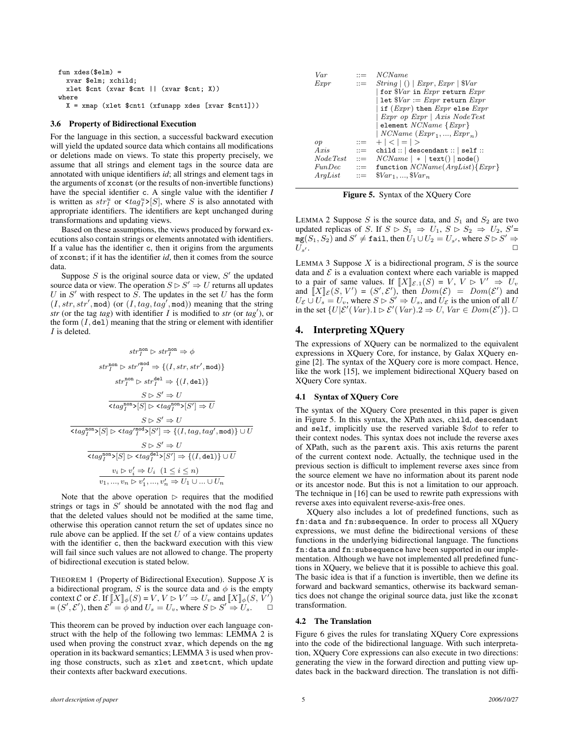```
fun xdes($elm) =
  xvar $elm; xchild;
  xlet $cnt (xvar $cnt || (xvar $cnt; X))
where
  X = xmap (xlet $cnt1 (xfunapp xdes [xvar $cnt1]))
```

### 3.6 Property of Bidirectional Execution

For the language in this section, a successful backward execution will yield the updated source data which contains all modifications or deletions made on views. To state this property precisely, we assume that all strings and element tags in the source data are annotated with unique identifiers *id*; all strings and element tags in the arguments of `xconst` (or the results of non-invertible functions) have the special identifier c. A single value with the identifier $I$ is written as $str^u_I$ or $\texttt{<}tag^u_I\texttt{>}[S]$, where $S$ is also annotated with appropriate identifiers. The identifiers are kept unchanged during transformations and updating views.

Based on these assumptions, the views produced by forward executions also contain strings or elements annotated with identifiers. If a value has the identifier c, then it origins from the arguments of `xconst`; if it has the identifier *id*, then it comes from the source data.

Suppose $S$ is the original source data or view, $S'$ the updated source data or view. The operation $S \rhd S' \Rightarrow U$ returns all updates $U$ in $S'$ with respect to $S$. The updates in the set $U$ has the form $(I, str, str', \texttt{mod})$ (or $(I, tag, tag', \texttt{mod})$) meaning that the string *str* (or the tag *tag*) with identifier $I$ is modified to *str* (or $tag'$), or the form $(I, \texttt{del})$ meaning that the string or element with identifier $I$ is deleted.

$$str^{\texttt{non}}_I \rhd str^{\texttt{non}}_I \Rightarrow \phi$$

$$str^{\texttt{non}}_I \rhd str'^{\texttt{mod}}_I \Rightarrow \{(I, str, str', \texttt{mod})\}$$

$$str^{\texttt{non}}_I \rhd str^{\texttt{del}}_I \Rightarrow \{(I, \texttt{del})\}$$

$$\frac{S \rhd S' \Rightarrow U}{\texttt{<}tag^{\texttt{non}}_I\texttt{>}[S] \rhd \texttt{<}tag^{\texttt{non}}_I\texttt{>}[S'] \Rightarrow U}$$

$$\frac{S \rhd S' \Rightarrow U}{\texttt{<}tag^{\texttt{non}}_I\texttt{>}[S] \rhd \texttt{<}tag'^{\texttt{mod}}_I\texttt{>}[S'] \Rightarrow \{(I, tag, tag', \texttt{mod})\} \cup U}$$

$$\frac{S \rhd S' \Rightarrow U}{\texttt{<}tag^{\texttt{non}}_I\texttt{>}[S] \rhd \texttt{<}tag^{\texttt{del}}_I\texttt{>}[S'] \Rightarrow \{(I, \texttt{del})\} \cup U}$$

$$\frac{v_i \rhd v'_i \Rightarrow U_i \quad (1 \leq i \leq n)}{v_1, ..., v_n \rhd v'_1, ..., v'_n \Rightarrow U_1 \cup ... \cup U_n}$$

Note that the above operation $\rhd$ requires that the modified strings or tags in $S'$ should be annotated with the `mod` flag and that the deleted values should not be modified at the same time, otherwise this operation cannot return the set of updates since no rule above can be applied. If the set $U$ of a view contains updates with the identifier c, then the backward execution with this view will fail since such values are not allowed to change. The property of bidirectional execution is stated below.

THEOREM 1 (Property of Bidirectional Execution). Suppose $X$ is a bidirectional program, $S$ is the source data and $\phi$ is the empty context $\mathcal{C}$ or $\mathcal{E}$. If $[\![X]\!]_\phi(S) = V$, $V \rhd V' \Rightarrow U_v$ and $[\![X]\!]_\phi(S, V') = (S', \mathcal{E}')$, then $\mathcal{E}' = \phi$ and $U_s = U_v$, where $S \rhd S' \Rightarrow U_s$. □

This theorem can be proved by induction over each language construct with the help of the following two lemmas: LEMMA 2 is used when proving the construct `xvar`, which depends on the `mg` operation in its backward semantics; LEMMA 3 is used when proving those constructs, such as `xlet` and `xsetcnt`, which update their contexts after backward executions.

| | | |
|---|---|---|
| *Var* | ::= | *NCName* |
| *Expr* | ::= | *String* \| () \| *Expr*, *Expr* \| $*Var* |
| | | \| `for` $*Var* `in` *Expr* `return` *Expr* |
| | | \| `let` $*Var* := *Expr* `return` *Expr* |
| | | \| `if` (*Expr*) `then` *Expr* `else` *Expr* |
| | | \| *Expr op Expr* \| *Axis NodeTest* |
| | | \| `element` *NCName* {*Expr*} |
| | | \| *NCName* (*Expr*$_1$, ..., *Expr*$_n$) |
| *op* | ::= | + \| < \| = \| > |
| *Axis* | ::= | `child ::` \| `descendant ::` \| `self ::` |
| *NodeTest* | ::= | *NCName* \| ∗ \| `text()` \| `node()` |
| *FunDec* | ::= | `function` *NCName*(*ArgList*){*Expr*} |
| *ArgList* | ::= | $*Var*$_1$, ..., $*Var*$_n$ |

**Figure 5.** Syntax of the XQuery Core

LEMMA 2 Suppose $S$ is the source data, and $S_1$ and $S_2$ are two updated replicas of $S$. If $S \rhd S_1 \Rightarrow U_1$, $S \rhd S_2 \Rightarrow U_2$, $S' = \texttt{mg}(S_1, S_2)$ and $S' \neq \texttt{fail}$, then $U_1 \cup U_2 = U_{s'}$, where $S \rhd S' \Rightarrow U_{s'}$. □

LEMMA 3 Suppose $X$ is a bidirectional program, $S$ is the source data and $\mathcal{E}$ is a evaluation context where each variable is mapped to a pair of same values. If $[\![X]\!]_{\mathcal{E}.1}(S) = V$, $V \rhd V' \Rightarrow U_v$ and $[\![X]\!]_\mathcal{E}(S, V') = (S', \mathcal{E}')$, then $Dom(\mathcal{E}) = Dom(\mathcal{E}')$ and $U_\mathcal{E} \cup U_s = U_v$, where $S \rhd S' \Rightarrow U_s$, and $U_\mathcal{E}$ is the union of all $U$ in the set $\{U | \mathcal{E}'(Var).1 \rhd \mathcal{E}'(Var).2 \Rightarrow U, Var \in Dom(\mathcal{E}')\}$. □

## 4. Interpreting XQuery

The expressions of XQuery can be normalized to the equivalent expressions in XQuery Core, for instance, by Galax XQuery engine [2]. The syntax of the XQuery core is more compact. Hence, like the work [15], we implement bidirectional XQuery based on XQuery Core syntax.

### 4.1 Syntax of XQuery Core

The syntax of the XQuery Core presented in this paper is given in Figure 5. In this syntax, the XPath axes, `child`, `descendant` and `self`, implicitly use the reserved variable $*dot* to refer to their context nodes. This syntax does not include the reverse axes of XPath, such as the `parent` axis. This axis returns the parent of the current context node. Actually, the technique used in the previous section is difficult to implement reverse axes since from the source element we have no information about its parent node or its ancestor node. But this is not a limitation to our approach. The technique in [16] can be used to rewrite path expressions with reverse axes into equivalent reverse-axis-free ones.

XQuery also includes a lot of predefined functions, such as `fn:data` and `fn:subsequence`. In order to process all XQuery expressions, we must define the bidirectional versions of these functions in the underlying bidirectional language. The functions `fn:data` and `fn:subsequence` have been supported in our implementation. Although we have not implemented all predefined functions in XQuery, we believe that it is possible to achieve this goal. The basic idea is that if a function is invertible, then we define its forward and backward semantics, otherwise its backward semantics does not change the original source data, just like the `xconst` transformation.

### 4.2 The Translation

Figure 6 gives the rules for translating XQuery Core expressions into the code of the bidirectional language. With such interpretation, XQuery Core expressions can also execute in two directions: generating the view in the forward direction and putting view updates back in the backward direction. The translation is not diffi-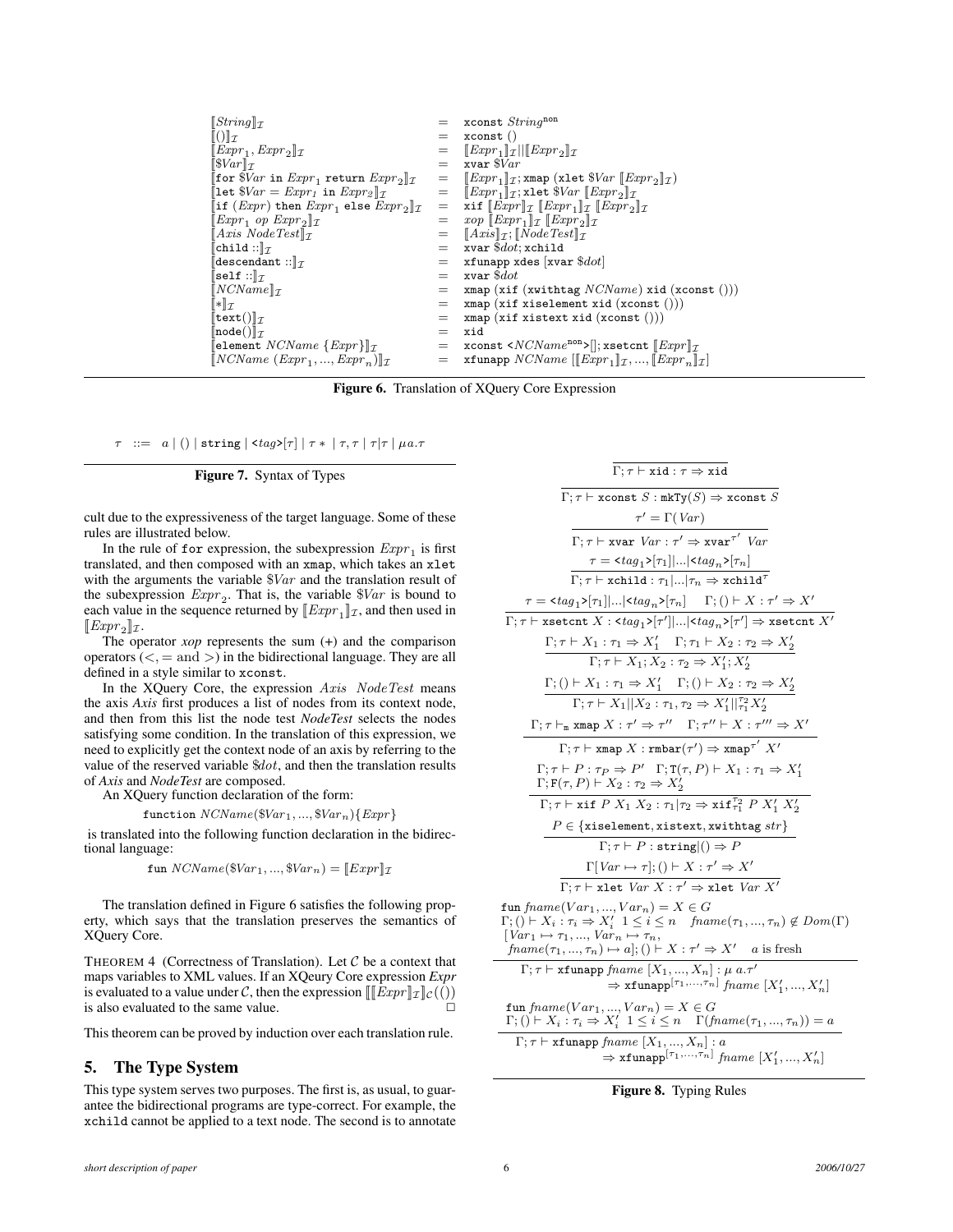$$
\begin{array}{lcl}
[\![String]\!]_{\mathcal{I}} & = & \texttt{xconst}\ String^{\texttt{non}} \\
[\![()]\!]_{\mathcal{I}} & = & \texttt{xconst}\ () \\
[\![Expr_1, Expr_2]\!]_{\mathcal{I}} & = & [\![Expr_1]\!]_{\mathcal{I}} || [\![Expr_2]\!]_{\mathcal{I}} \\
[\![\$Var]\!]_{\mathcal{I}} & = & \texttt{xvar}\ \$Var \\
[\![\texttt{for}\ \$Var\ \texttt{in}\ Expr_1\ \texttt{return}\ Expr_2]\!]_{\mathcal{I}} & = & [\![Expr_1]\!]_{\mathcal{I}}; \texttt{xmap}\ (\texttt{xlet}\ \$Var\ [\![Expr_2]\!]_{\mathcal{I}}) \\
[\![\texttt{let}\ \$Var = Expr_1\ \texttt{in}\ Expr_2]\!]_{\mathcal{I}} & = & [\![Expr_1]\!]_{\mathcal{I}}; \texttt{xlet}\ \$Var\ [\![Expr_2]\!]_{\mathcal{I}} \\
[\![\texttt{if}\ (Expr)\ \texttt{then}\ Expr_1\ \texttt{else}\ Expr_2]\!]_{\mathcal{I}} & = & \texttt{xif}\ [\![Expr]\!]_{\mathcal{I}}\ [\![Expr_1]\!]_{\mathcal{I}}\ [\![Expr_2]\!]_{\mathcal{I}} \\
[\![Expr_1\ op\ Expr_2]\!]_{\mathcal{I}} & = & xop\ [\![Expr_1]\!]_{\mathcal{I}}\ [\![Expr_2]\!]_{\mathcal{I}} \\
[\![Axis\ NodeTest]\!]_{\mathcal{I}} & = & [\![Axis]\!]_{\mathcal{I}}; [\![NodeTest]\!]_{\mathcal{I}} \\
[\![\texttt{child}::]\!]_{\mathcal{I}} & = & \texttt{xvar}\ \$dot; \texttt{xchild} \\
[\![\texttt{descendant}::]\!]_{\mathcal{I}} & = & \texttt{xfunapp}\ \texttt{xdes}\ [\texttt{xvar}\ \$dot] \\
[\![\texttt{self}::]\!]_{\mathcal{I}} & = & \texttt{xvar}\ \$dot \\
[\![NCName]\!]_{\mathcal{I}} & = & \texttt{xmap}\ (\texttt{xif}\ (\texttt{xwithtag}\ NCName)\ \texttt{xid}\ (\texttt{xconst}\ ())) \\
[\![*]\!]_{\mathcal{I}} & = & \texttt{xmap}\ (\texttt{xif}\ \texttt{xiselement}\ \texttt{xid}\ (\texttt{xconst}\ ())) \\
[\![\texttt{text}()]\!]_{\mathcal{I}} & = & \texttt{xmap}\ (\texttt{xif}\ \texttt{xistext}\ \texttt{xid}\ (\texttt{xconst}\ ())) \\
[\![\texttt{node}()]\!]_{\mathcal{I}} & = & \texttt{xid} \\
[\![\texttt{element}\ NCName\ \{Expr\}]\!]_{\mathcal{I}} & = & \texttt{xconst}\ \texttt{<}NCName^{\texttt{non}}\texttt{>}[]; \texttt{xsetcnt}\ [\![Expr]\!]_{\mathcal{I}} \\
[\![NCName\ (Expr_1, ..., Expr_n)]\!]_{\mathcal{I}} & = & \texttt{xfunapp}\ NCName\ [[\![Expr_1]\!]_{\mathcal{I}}, ..., [\![Expr_n]\!]_{\mathcal{I}}]
\end{array}
$$

**Figure 6.** Translation of XQuery Core Expression

$$\tau \ ::= \ a \mid () \mid \texttt{string} \mid \texttt{<}tag\texttt{>}[\tau] \mid \tau* \mid \tau, \tau \mid \tau|\tau \mid \mu a.\tau$$

**Figure 7.** Syntax of Types

cult due to the expressiveness of the target language. Some of these rules are illustrated below.

In the rule of `for` expression, the subexpression $Expr_1$ is first translated, and then composed with an `xmap`, which takes an `xlet` with the arguments the variable $\$Var$ and the translation result of the subexpression $Expr_2$. That is, the variable $\$Var$ is bound to each value in the sequence returned by $[\![Expr_1]\!]_{\mathcal{I}}$, and then used in $[\![Expr_2]\!]_{\mathcal{I}}$.

The operator *xop* represents the sum (+) and the comparison operators ($<, =$ and $>$) in the bidirectional language. They are all defined in a style similar to `xconst`.

In the XQuery Core, the expression $Axis\ \ NodeTest$ means the axis *Axis* first produces a list of nodes from its context node, and then from this list the node test *NodeTest* selects the nodes satisfying some condition. In the translation of this expression, we need to explicitly get the context node of an axis by referring to the value of the reserved variable $\$dot$, and then the translation results of *Axis* and *NodeTest* are composed.

An XQuery function declaration of the form:

$$\texttt{function}\ NCName(\$Var_1, ..., \$Var_n)\{Expr\}$$

is translated into the following function declaration in the bidirectional language:

$$\texttt{fun}\ NCName(\$Var_1, ..., \$Var_n) = [\![Expr]\!]_{\mathcal{I}}$$

The translation defined in Figure 6 satisfies the following property, which says that the translation preserves the semantics of XQuery Core.

THEOREM 4 (Correctness of Translation). Let $\mathcal{C}$ be a context that maps variables to XML values. If an XQeury Core expression *Expr* is evaluated to a value under $\mathcal{C}$, then the expression $[\![[\![Expr]\!]_{\mathcal{I}}]\!]_{\mathcal{C}}(())$ is also evaluated to the same value. □

This theorem can be proved by induction over each translation rule.

## 5. The Type System

This type system serves two purposes. The first is, as usual, to guarantee the bidirectional programs are type-correct. For example, the `xchild` cannot be applied to a text node. The second is to annotate

$$\frac{}{\Gamma; \tau \vdash \texttt{xid} : \tau \Rightarrow \texttt{xid}}$$

$$\frac{}{\Gamma; \tau \vdash \texttt{xconst}\ S : \texttt{mkTy}(S) \Rightarrow \texttt{xconst}\ S}$$

$$\frac{\tau' = \Gamma(Var)}{\Gamma; \tau \vdash \texttt{xvar}\ Var : \tau' \Rightarrow \texttt{xvar}^{\tau'}\ Var}$$

$$\frac{\tau = \texttt{<}tag_1\texttt{>}[\tau_1]|...|\texttt{<}tag_n\texttt{>}[\tau_n]}{\Gamma; \tau \vdash \texttt{xchild} : \tau_1|...|\tau_n \Rightarrow \texttt{xchild}^{\tau}}$$

$$\frac{\tau = \texttt{<}tag_1\texttt{>}[\tau_1]|...|\texttt{<}tag_n\texttt{>}[\tau_n] \quad \Gamma; () \vdash X : \tau' \Rightarrow X'}{\Gamma; \tau \vdash \texttt{xsetcnt}\ X : \texttt{<}tag_1\texttt{>}[\tau']|...|\texttt{<}tag_n\texttt{>}[\tau'] \Rightarrow \texttt{xsetcnt}\ X'}$$

$$\frac{\Gamma; \tau \vdash X_1 : \tau_1 \Rightarrow X_1' \quad \Gamma; \tau_1 \vdash X_2 : \tau_2 \Rightarrow X_2'}{\Gamma; \tau \vdash X_1; X_2 : \tau_2 \Rightarrow X_1'; X_2'}$$

$$\frac{\Gamma; () \vdash X_1 : \tau_1 \Rightarrow X_1' \quad \Gamma; () \vdash X_2 : \tau_2 \Rightarrow X_2'}{\Gamma; \tau \vdash X_1 || X_2 : \tau_1, \tau_2 \Rightarrow X_1' ||_{\tau_1}^{\tau_2} X_2'}$$

$$\frac{\Gamma; \tau \vdash_{\texttt{m}} \texttt{xmap}\ X : \tau' \Rightarrow \tau'' \quad \Gamma; \tau'' \vdash X : \tau''' \Rightarrow X'}{\Gamma; \tau \vdash \texttt{xmap}\ X : \texttt{rmbar}(\tau') \Rightarrow \texttt{xmap}^{\tau'}\ X'}$$

$$\frac{\begin{array}{c}\Gamma; \tau \vdash P : \tau_P \Rightarrow P' \quad \Gamma; \texttt{T}(\tau, P) \vdash X_1 : \tau_1 \Rightarrow X_1' \\ \Gamma; \texttt{F}(\tau, P) \vdash X_2 : \tau_2 \Rightarrow X_2'\end{array}}{\Gamma; \tau \vdash \texttt{xif}\ P\ X_1\ X_2 : \tau_1|\tau_2 \Rightarrow \texttt{xif}_{\tau_1}^{\tau_2}\ P\ X_1'\ X_2'}$$

$$\frac{P \in \{\texttt{xiselement}, \texttt{xistext}, \texttt{xwithtag}\ str\}}{\Gamma; \tau \vdash P : \texttt{string}|() \Rightarrow P}$$

$$\frac{\Gamma[Var \mapsto \tau]; () \vdash X : \tau' \Rightarrow X'}{\Gamma; \tau \vdash \texttt{xlet}\ Var\ X : \tau' \Rightarrow \texttt{xlet}\ Var\ X'}$$

$$\frac{\begin{array}{l}\texttt{fun}\ fname(Var_1, ..., Var_n) = X \in G \\ \Gamma; () \vdash X_i : \tau_i \Rightarrow X_i'\ \ 1 \le i \le n \quad fname(\tau_1, ..., \tau_n) \notin Dom(\Gamma) \\ [Var_1 \mapsto \tau_1, ..., Var_n \mapsto \tau_n, \\ \ fname(\tau_1, ..., \tau_n) \mapsto a]; () \vdash X : \tau' \Rightarrow X' \quad a \text{ is fresh}\end{array}}{\begin{array}{l}\Gamma; \tau \vdash \texttt{xfunapp}\ fname\ [X_1, ..., X_n] : \mu\ a.\tau' \\ \qquad \Rightarrow \texttt{xfunapp}^{[\tau_1, ..., \tau_n]}\ fname\ [X_1', ..., X_n']\end{array}}$$

$$\frac{\begin{array}{l}\texttt{fun}\ fname(Var_1, ..., Var_n) = X \in G \\ \Gamma; () \vdash X_i : \tau_i \Rightarrow X_i'\ \ 1 \le i \le n \quad \Gamma(fname(\tau_1, ..., \tau_n)) = a\end{array}}{\begin{array}{l}\Gamma; \tau \vdash \texttt{xfunapp}\ fname\ [X_1, ..., X_n] : a \\ \qquad \Rightarrow \texttt{xfunapp}^{[\tau_1, ..., \tau_n]}\ fname\ [X_1', ..., X_n']\end{array}}$$

**Figure 8.** Typing Rules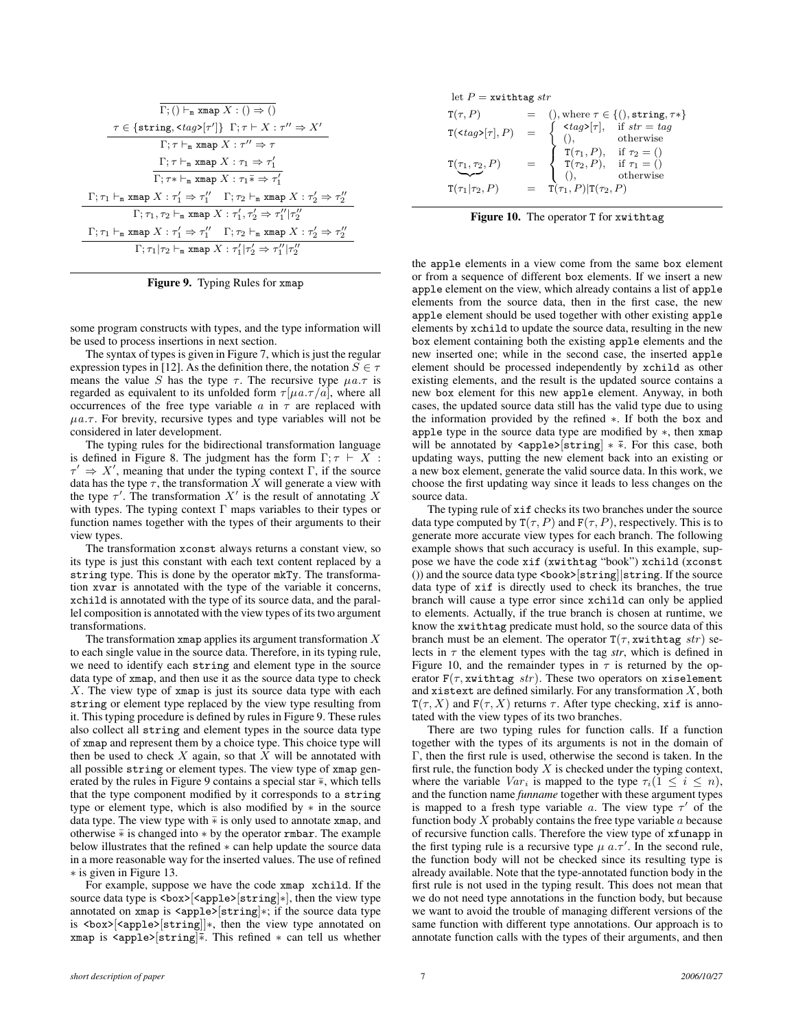$$\frac{}{\Gamma; () \vdash_{\mathtt{m}} \mathtt{xmap}\ X : () \Rightarrow ()}$$

$$\frac{\tau \in \{\mathtt{string}, \mathtt{<}tag\mathtt{>}[\tau']\} \quad \Gamma; \tau \vdash X : \tau'' \Rightarrow X'}{\Gamma; \tau \vdash_{\mathtt{m}} \mathtt{xmap}\ X : \tau'' \Rightarrow \tau}$$

$$\frac{\Gamma; \tau \vdash_{\mathtt{m}} \mathtt{xmap}\ X : \tau_1 \Rightarrow \tau_1'}{\Gamma; \tau* \vdash_{\mathtt{m}} \mathtt{xmap}\ X : \tau_1 \bar{*} \Rightarrow \tau_1'}$$

$$\frac{\Gamma; \tau_1 \vdash_{\mathtt{m}} \mathtt{xmap}\ X : \tau_1' \Rightarrow \tau_1'' \quad \Gamma; \tau_2 \vdash_{\mathtt{m}} \mathtt{xmap}\ X : \tau_2' \Rightarrow \tau_2''}{\Gamma; \tau_1, \tau_2 \vdash_{\mathtt{m}} \mathtt{xmap}\ X : \tau_1', \tau_2' \Rightarrow \tau_1'' | \tau_2''}$$

$$\frac{\Gamma; \tau_1 \vdash_{\mathtt{m}} \mathtt{xmap}\ X : \tau_1' \Rightarrow \tau_1'' \quad \Gamma; \tau_2 \vdash_{\mathtt{m}} \mathtt{xmap}\ X : \tau_2' \Rightarrow \tau_2''}{\Gamma; \tau_1 | \tau_2 \vdash_{\mathtt{m}} \mathtt{xmap}\ X : \tau_1' | \tau_2' \Rightarrow \tau_1'' | \tau_2''}$$

**Figure 9.** Typing Rules for xmap

some program constructs with types, and the type information will be used to process insertions in next section.

The syntax of types is given in Figure 7, which is just the regular expression types in [12]. As the definition there, the notation $S \in \tau$ means the value $S$ has the type $\tau$. The recursive type $\mu a.\tau$ is regarded as equivalent to its unfolded form $\tau[\mu a.\tau/a]$, where all occurrences of the free type variable $a$ in $\tau$ are replaced with $\mu a.\tau$. For brevity, recursive types and type variables will not be considered in later development.

The typing rules for the bidirectional transformation language is defined in Figure 8. The judgment has the form $\Gamma; \tau \vdash X : \tau' \Rightarrow X'$, meaning that under the typing context $\Gamma$, if the source data has the type $\tau$, the transformation $X$ will generate a view with the type $\tau'$. The transformation $X'$ is the result of annotating $X$ with types. The typing context $\Gamma$ maps variables to their types or function names together with the types of their arguments to their view types.

The transformation xconst always returns a constant view, so its type is just this constant with each text content replaced by a string type. This is done by the operator mkTy. The transformation xvar is annotated with the type of the variable it concerns, xchild is annotated with the type of its source data, and the parallel composition is annotated with the view types of its two argument transformations.

The transformation xmap applies its argument transformation $X$ to each single value in the source data. Therefore, in its typing rule, we need to identify each string and element type in the source data type of xmap, and then use it as the source data type to check $X$. The view type of xmap is just its source data type with each string or element type replaced by the view type resulting from it. This typing procedure is defined by rules in Figure 9. These rules also collect all string and element types in the source data type of xmap and represent them by a choice type. This choice type will then be used to check $X$ again, so that $X$ will be annotated with all possible string or element types. The view type of xmap generated by the rules in Figure 9 contains a special star $\bar{*}$, which tells that the type component modified by it corresponds to a string type or element type, which is also modified by $*$ in the source data type. The view type with $\bar{*}$ is only used to annotate xmap, and otherwise $\bar{*}$ is changed into $*$ by the operator rmbar. The example below illustrates that the refined $*$ can help update the source data in a more reasonable way for the inserted values. The use of refined $*$ is given in Figure 13.

For example, suppose we have the code xmap xchild. If the source data type is <box>[<apple>[string]*], then the view type annotated on xmap is <apple>[string]*; if the source data type is <box>[<apple>[string]]*, then the view type annotated on xmap is <apple>[string]$\bar{*}$. This refined $*$ can tell us whether the apple elements in a view come from the same box element or from a sequence of different box elements. If we insert a new apple element on the view, which already contains a list of apple elements from the source data, then in the first case, the new apple element should be used together with other existing apple elements by xchild to update the source data, resulting in the new box element containing both the existing apple elements and the new inserted one; while in the second case, the inserted apple element should be processed independently by xchild as other existing elements, and the result is the updated source contains a new box element for this new apple element. Anyway, in both cases, the updated source data still has the valid type due to using the information provided by the refined $*$. If both the box and apple type in the source data type are modified by $*$, then xmap will be annotated by <apple>[string] $*$ $\bar{*}$. For this case, both updating ways, putting the new element back into an existing or a new box element, generate the valid source data. In this work, we choose the first updating way since it leads to less changes on the source data.

let $P$ = xwithtag $str$

$$\begin{array}{lcl}
\mathtt{T}(\tau, P) & = & (), \text{where } \tau \in \{(), \mathtt{string}, \tau*\} \\
\mathtt{T}(\mathtt{<}tag\mathtt{>}[\tau], P) & = & \begin{cases} \mathtt{<}tag\mathtt{>}[\tau], & \text{if } str = tag \\ (), & \text{otherwise} \end{cases} \\
\mathtt{T}(\underbrace{\tau_1, \tau_2}, P) & = & \begin{cases} \mathtt{T}(\tau_1, P), & \text{if } \tau_2 = () \\ \mathtt{T}(\tau_2, P), & \text{if } \tau_1 = () \\ (), & \text{otherwise} \end{cases} \\
\mathtt{T}(\tau_1 | \tau_2, P) & = & \mathtt{T}(\tau_1, P) | \mathtt{T}(\tau_2, P)
\end{array}$$

**Figure 10.** The operator T for xwithtag

The typing rule of xif checks its two branches under the source data type computed by $\mathtt{T}(\tau, P)$ and $\mathtt{F}(\tau, P)$, respectively. This is to generate more accurate view types for each branch. The following example shows that such accuracy is useful. In this example, suppose we have the code xif (xwithtag "book") xchild (xconst ()) and the source data type <book>[string]|string. If the source data type of xif is directly used to check its branches, the true branch will cause a type error since xchild can only be applied to elements. Actually, if the true branch is chosen at runtime, we know the xwithtag predicate must hold, so the source data of this branch must be an element. The operator $\mathtt{T}(\tau, \mathtt{xwithtag}\ str)$ selects in $\tau$ the element types with the tag *str*, which is defined in Figure 10, and the remainder types in $\tau$ is returned by the operator $\mathtt{F}(\tau, \mathtt{xwithtag}\ str)$. These two operators on xiselement and xistext are defined similarly. For any transformation $X$, both $\mathtt{T}(\tau, X)$ and $\mathtt{F}(\tau, X)$ returns $\tau$. After type checking, xif is annotated with the view types of its two branches.

There are two typing rules for function calls. If a function together with the types of its arguments is not in the domain of $\Gamma$, then the first rule is used, otherwise the second is taken. In the first rule, the function body $X$ is checked under the typing context, where the variable $Var_i$ is mapped to the type $\tau_i (1 \leq i \leq n)$, and the function name *funname* together with these argument types is mapped to a fresh type variable $a$. The view type $\tau'$ of the function body $X$ probably contains the free type variable $a$ because of recursive function calls. Therefore the view type of xfunapp in the first typing rule is a recursive type $\mu\ a.\tau'$. In the second rule, the function body will not be checked since its resulting type is already available. Note that the type-annotated function body in the first rule is not used in the typing result. This does not mean that we do not need type annotations in the function body, but because we want to avoid the trouble of managing different versions of the same function with different type annotations. Our approach is to annotate function calls with the types of their arguments, and then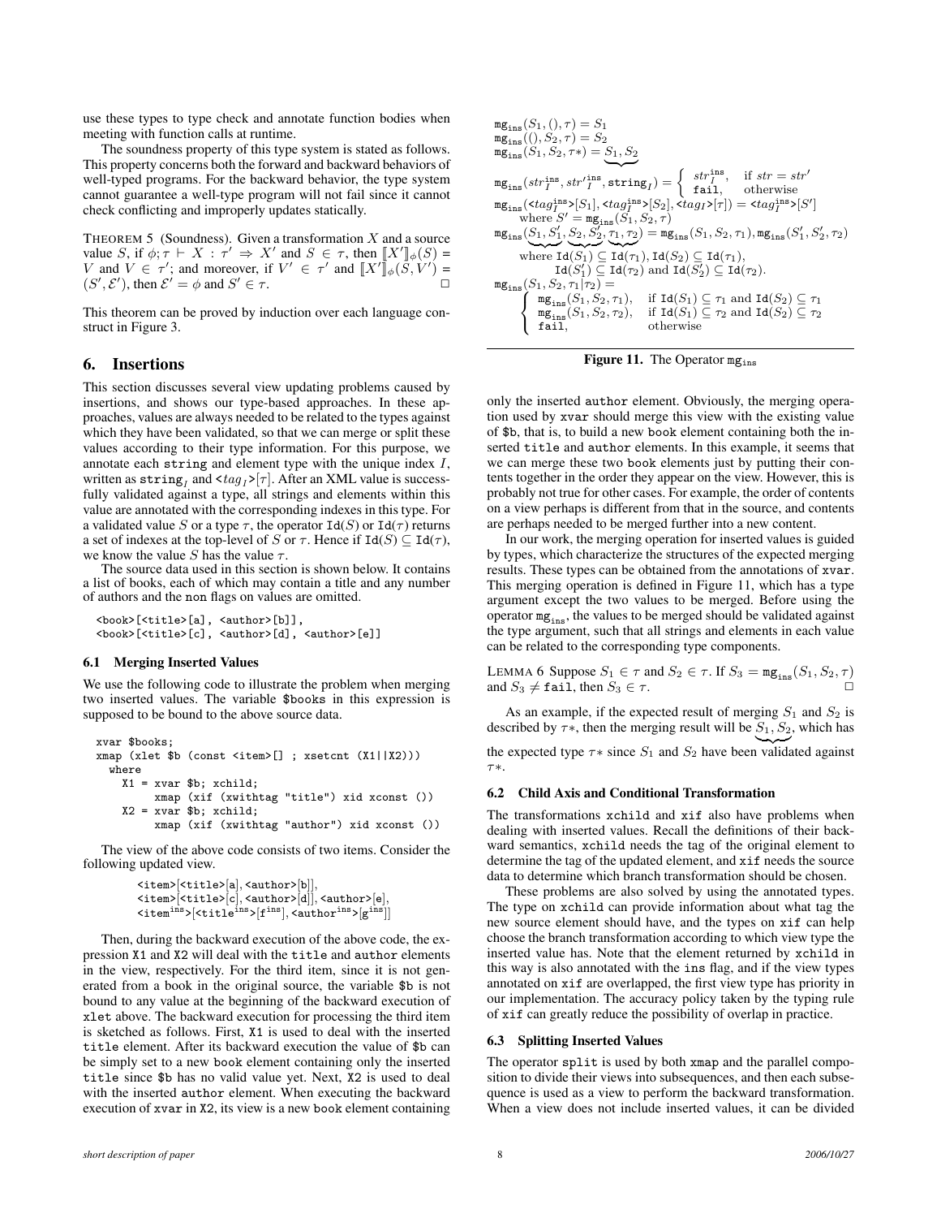use these types to type check and annotate function bodies when meeting with function calls at runtime.

The soundness property of this type system is stated as follows. This property concerns both the forward and backward behaviors of well-typed programs. For the backward behavior, the type system cannot guarantee a well-type program will not fail since it cannot check conflicting and improperly updates statically.

THEOREM 5 (Soundness). Given a transformation $X$ and a source value $S$, if $\phi; \tau \vdash X : \tau' \Rightarrow X'$ and $S \in \tau$, then $[\![X']\!]_\phi(S) = V$ and $V \in \tau'$; and moreover, if $V' \in \tau'$ and $[\![X']\!]_\phi(S, V') = (S', \mathcal{E}')$, then $\mathcal{E}' = \phi$ and $S' \in \tau$. □

This theorem can be proved by induction over each language construct in Figure 3.

## 6. Insertions

This section discusses several view updating problems caused by insertions, and shows our type-based approaches. In these approaches, values are always needed to be related to the types against which they have been validated, so that we can merge or split these values according to their type information. For this purpose, we annotate each string and element type with the unique index $I$, written as $\mathtt{string}_I$ and $\texttt{<}tag_I\texttt{>}[\tau]$. After an XML value is successfully validated against a type, all strings and elements within this value are annotated with the corresponding indexes in this type. For a validated value $S$ or a type $\tau$, the operator $\mathtt{Id}(S)$ or $\mathtt{Id}(\tau)$ returns a set of indexes at the top-level of $S$ or $\tau$. Hence if $\mathtt{Id}(S) \subseteq \mathtt{Id}(\tau)$, we know the value $S$ has the value $\tau$.

The source data used in this section is shown below. It contains a list of books, each of which may contain a title and any number of authors and the non flags on values are omitted.

```
<book>[<title>[a], <author>[b]],
<book>[<title>[c], <author>[d], <author>[e]]
```

### 6.1 Merging Inserted Values

We use the following code to illustrate the problem when merging two inserted values. The variable $books in this expression is supposed to be bound to the above source data.

```
xvar $books;
xmap (xlet $b (const <item>[] ; xsetcnt (X1||X2)))
  where
    X1 = xvar $b; xchild;
         xmap (xif (xwithtag "title") xid xconst ())
    X2 = xvar $b; xchild;
         xmap (xif (xwithtag "author") xid xconst ())
```

The view of the above code consists of two items. Consider the following updated view.

$$\begin{array}{l}\texttt{<item>}[\texttt{<title>}[a], \texttt{<author>}[b]],\\ \texttt{<item>}[\texttt{<title>}[c], \texttt{<author>}[d]], \texttt{<author>}[e],\\ \texttt{<item}^{\mathtt{ins}}\texttt{>}[\texttt{<title}^{\mathtt{ins}}\texttt{>}[f^{\mathtt{ins}}], \texttt{<author}^{\mathtt{ins}}\texttt{>}[g^{\mathtt{ins}}]]\end{array}$$

Then, during the backward execution of the above code, the expression X1 and X2 will deal with the title and author elements in the view, respectively. For the third item, since it is not generated from a book in the original source, the variable $b is not bound to any value at the beginning of the backward execution of xlet above. The backward execution for processing the third item is sketched as follows. First, X1 is used to deal with the inserted title element. After its backward execution the value of $b can be simply set to a new book element containing only the inserted title since $b has no valid value yet. Next, X2 is used to deal with the inserted author element. When executing the backward execution of xvar in X2, its view is a new book element containing only the inserted author element. Obviously, the merging operation used by xvar should merge this view with the existing value of $b, that is, to build a new book element containing both the inserted title and author elements. In this example, it seems that we can merge these two book elements just by putting their contents together in the order they appear on the view. However, this is probably not true for other cases. For example, the order of contents on a view perhaps is different from that in the source, and contents are perhaps needed to be merged further into a new content.

In our work, the merging operation for inserted values is guided by types, which characterize the structures of the expected merging results. These types can be obtained from the annotations of xvar. This merging operation is defined in Figure 11, which has a type argument except the two values to be merged. Before using the operator $\mathtt{mg_{ins}}$, the values to be merged should be validated against the type argument, such that all strings and elements in each value can be related to the corresponding type components.

$$\begin{array}{l}
\mathtt{mg_{ins}}(S_1, (), \tau) = S_1\\
\mathtt{mg_{ins}}((), S_2, \tau) = S_2\\
\mathtt{mg_{ins}}(S_1, S_2, \tau*) = \underbrace{S_1, S_2}\\
\mathtt{mg_{ins}}(str_I^{\mathtt{ins}}, str_I'^{\mathtt{ins}}, \mathtt{string}_I) = \begin{cases} str_I^{\mathtt{ins}}, & \text{if } str = str' \\ \mathtt{fail}, & \text{otherwise}\end{cases}\\
\mathtt{mg_{ins}}(\texttt{<}tag_I^{\mathtt{ins}}\texttt{>}[S_1], \texttt{<}tag_I^{\mathtt{ins}}\texttt{>}[S_2], \texttt{<}tag_I\texttt{>}[\tau]) = \texttt{<}tag_I^{\mathtt{ins}}\texttt{>}[S']\\
\quad \text{where } S' = \mathtt{mg_{ins}}(S_1, S_2, \tau)\\
\mathtt{mg_{ins}}(\underbrace{S_1, S_1'}, \underbrace{S_2, S_2'}, \underbrace{\tau_1, \tau_2}) = \mathtt{mg_{ins}}(S_1, S_2, \tau_1), \mathtt{mg_{ins}}(S_1', S_2', \tau_2)\\
\quad \text{where } \mathtt{Id}(S_1) \subseteq \mathtt{Id}(\tau_1), \mathtt{Id}(S_2) \subseteq \mathtt{Id}(\tau_1),\\
\quad\quad \mathtt{Id}(S_1') \subseteq \mathtt{Id}(\tau_2) \text{ and } \mathtt{Id}(S_2') \subseteq \mathtt{Id}(\tau_2).\\
\mathtt{mg_{ins}}(S_1, S_2, \tau_1 | \tau_2) =\\
\quad \begin{cases} \mathtt{mg_{ins}}(S_1, S_2, \tau_1), & \text{if } \mathtt{Id}(S_1) \subseteq \tau_1 \text{ and } \mathtt{Id}(S_2) \subseteq \tau_1\\ \mathtt{mg_{ins}}(S_1, S_2, \tau_2), & \text{if } \mathtt{Id}(S_1) \subseteq \tau_2 \text{ and } \mathtt{Id}(S_2) \subseteq \tau_2\\ \mathtt{fail}, & \text{otherwise}\end{cases}
\end{array}$$

**Figure 11.** The Operator $\mathtt{mg_{ins}}$

LEMMA 6 Suppose $S_1 \in \tau$ and $S_2 \in \tau$. If $S_3 = \mathtt{mg_{ins}}(S_1, S_2, \tau)$ and $S_3 \neq \mathtt{fail}$, then $S_3 \in \tau$. □

As an example, if the expected result of merging $S_1$ and $S_2$ is described by $\tau*$, then the merging result will be $\underbrace{S_1, S_2}$, which has the expected type $\tau*$ since $S_1$ and $S_2$ have been validated against $\tau*$.

### 6.2 Child Axis and Conditional Transformation

The transformations xchild and xif also have problems when dealing with inserted values. Recall the definitions of their backward semantics, xchild needs the tag of the original element to determine the tag of the updated element, and xif needs the source data to determine which branch transformation should be chosen.

These problems are also solved by using the annotated types. The type on xchild can provide information about what tag the new source element should have, and the types on xif can help choose the branch transformation according to which view type the inserted value has. Note that the element returned by xchild in this way is also annotated with the ins flag, and if the view types annotated on xif are overlapped, the first view type has priority in our implementation. The accuracy policy taken by the typing rule of xif can greatly reduce the possibility of overlap in practice.

### 6.3 Splitting Inserted Values

The operator split is used by both xmap and the parallel composition to divide their views into subsequences, and then each subsequence is used as a view to perform the backward transformation. When a view does not include inserted values, it can be divided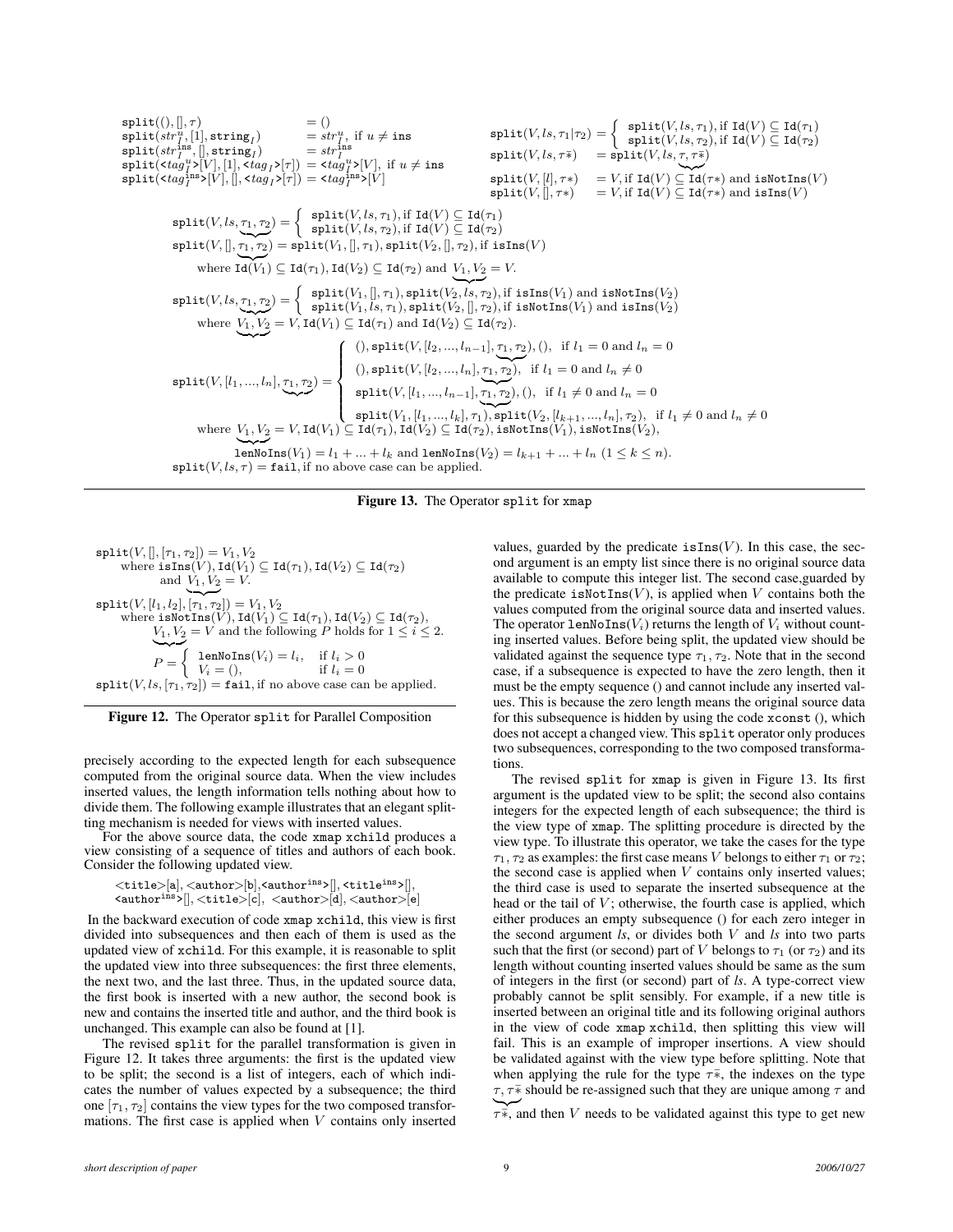$$
\begin{array}{ll}
\texttt{split}((), [], \tau) & = () \\
\texttt{split}(str_I^u, [1], \texttt{string}_I) & = str_I^u, \text{ if } u \neq \texttt{ins} \\
\texttt{split}(str_I^{\texttt{ins}}, [], \texttt{string}_I) & = str_I^{\texttt{ins}} \\
\texttt{split}(\texttt{<}tag_I^u\texttt{>}[V], [1], \texttt{<}tag_I\texttt{>}[\tau]) & = \texttt{<}tag_I^u\texttt{>}[V], \text{ if } u \neq \texttt{ins} \\
\texttt{split}(\texttt{<}tag_I^{\texttt{ins}}\texttt{>}[V], [], \texttt{<}tag_I\texttt{>}[\tau]) & = \texttt{<}tag_I^{\texttt{ins}}\texttt{>}[V]
\end{array}
$$

$$
\texttt{split}(V, ls, \tau_1|\tau_2) = \begin{cases} \texttt{split}(V, ls, \tau_1), \text{if } \texttt{Id}(V) \subseteq \texttt{Id}(\tau_1) \\ \texttt{split}(V, ls, \tau_2), \text{if } \texttt{Id}(V) \subseteq \texttt{Id}(\tau_2) \end{cases}
$$

$$
\begin{array}{ll}
\texttt{split}(V, ls, \tau\bar{*}) & = \texttt{split}(V, ls, \underbrace{\tau, \tau\bar{*}}) \\
\texttt{split}(V, [l], \tau*) & = V, \text{if } \texttt{Id}(V) \subseteq \texttt{Id}(\tau*) \text{ and } \texttt{isNotIns}(V) \\
\texttt{split}(V, [], \tau*) & = V, \text{if } \texttt{Id}(V) \subseteq \texttt{Id}(\tau*) \text{ and } \texttt{isIns}(V)
\end{array}
$$

$$
\texttt{split}(V, ls, \underbrace{\tau_1, \tau_2}) = \begin{cases} \texttt{split}(V, ls, \tau_1), \text{if } \texttt{Id}(V) \subseteq \texttt{Id}(\tau_1) \\ \texttt{split}(V, ls, \tau_2), \text{if } \texttt{Id}(V) \subseteq \texttt{Id}(\tau_2) \end{cases}
$$

$$
\texttt{split}(V, [], \underbrace{\tau_1, \tau_2}) = \texttt{split}(V_1, [], \tau_1), \texttt{split}(V_2, [], \tau_2), \text{if } \texttt{isIns}(V)
$$
$$
\text{where } \texttt{Id}(V_1) \subseteq \texttt{Id}(\tau_1), \texttt{Id}(V_2) \subseteq \texttt{Id}(\tau_2) \text{ and } \underbrace{V_1, V_2} = V.
$$

$$
\texttt{split}(V, ls, \underbrace{\tau_1, \tau_2}) = \begin{cases} \texttt{split}(V_1, [], \tau_1), \texttt{split}(V_2, ls, \tau_2), \text{if } \texttt{isIns}(V_1) \text{ and } \texttt{isNotIns}(V_2) \\ \texttt{split}(V_1, ls, \tau_1), \texttt{split}(V_2, [], \tau_2), \text{if } \texttt{isNotIns}(V_1) \text{ and } \texttt{isIns}(V_2) \end{cases}
$$
$$
\text{where } \underbrace{V_1, V_2} = V, \texttt{Id}(V_1) \subseteq \texttt{Id}(\tau_1) \text{ and } \texttt{Id}(V_2) \subseteq \texttt{Id}(\tau_2).
$$

$$
\texttt{split}(V, [l_1, ..., l_n], \underbrace{\tau_1, \tau_2}) = \begin{cases} (), \texttt{split}(V, [l_2, ..., l_{n-1}], \underbrace{\tau_1, \tau_2}), (), & \text{if } l_1 = 0 \text{ and } l_n = 0 \\ (), \texttt{split}(V, [l_2, ..., l_n], \underbrace{\tau_1, \tau_2}), & \text{if } l_1 = 0 \text{ and } l_n \neq 0 \\ \texttt{split}(V, [l_1, ..., l_{n-1}], \underbrace{\tau_1, \tau_2}), (), & \text{if } l_1 \neq 0 \text{ and } l_n = 0 \\ \texttt{split}(V_1, [l_1, ..., l_k], \tau_1), \texttt{split}(V_2, [l_{k+1}, ..., l_n], \tau_2), & \text{if } l_1 \neq 0 \text{ and } l_n \neq 0 \end{cases}
$$
$$
\text{where } \underbrace{V_1, V_2} = V, \texttt{Id}(V_1) \subseteq \texttt{Id}(\tau_1), \texttt{Id}(V_2) \subseteq \texttt{Id}(\tau_2), \texttt{isNotIns}(V_1), \texttt{isNotIns}(V_2),
$$
$$
\texttt{lenNoIns}(V_1) = l_1 + ... + l_k \text{ and } \texttt{lenNoIns}(V_2) = l_{k+1} + ... + l_n \ (1 \leq k \leq n).
$$

$$
\texttt{split}(V, ls, \tau) = \texttt{fail}, \text{if no above case can be applied.}
$$

**Figure 13.** The Operator `split` for `xmap`

$$
\texttt{split}(V, [], [\tau_1, \tau_2]) = V_1, V_2
$$
$$
\text{where } \texttt{isIns}(V), \texttt{Id}(V_1) \subseteq \texttt{Id}(\tau_1), \texttt{Id}(V_2) \subseteq \texttt{Id}(\tau_2) \text{ and } \underbrace{V_1, V_2} = V.
$$

$$
\texttt{split}(V, [l_1, l_2], [\tau_1, \tau_2]) = V_1, V_2
$$
$$
\text{where } \texttt{isNotIns}(V), \texttt{Id}(V_1) \subseteq \texttt{Id}(\tau_1), \texttt{Id}(V_2) \subseteq \texttt{Id}(\tau_2), \underbrace{V_1, V_2} = V \text{ and the following } P \text{ holds for } 1 \leq i \leq 2.
$$
$$
P = \begin{cases} \texttt{lenNoIns}(V_i) = l_i, & \text{if } l_i > 0 \\ V_i = (), & \text{if } l_i = 0 \end{cases}
$$
$$
\texttt{split}(V, ls, [\tau_1, \tau_2]) = \texttt{fail}, \text{if no above case can be applied.}
$$

**Figure 12.** The Operator `split` for Parallel Composition

precisely according to the expected length for each subsequence computed from the original source data. When the view includes inserted values, the length information tells nothing about how to divide them. The following example illustrates that an elegant splitting mechanism is needed for views with inserted values.

For the above source data, the code `xmap xchild` produces a view consisting of a sequence of titles and authors of each book. Consider the following updated view.

<title>[a], <author>[b], <author$^{\texttt{ins}}$>[], <title$^{\texttt{ins}}$>[], <author$^{\texttt{ins}}$>[], <title>[c], <author>[d], <author>[e]

In the backward execution of code `xmap xchild`, this view is first divided into subsequences and then each of them is used as the updated view of `xchild`. For this example, it is reasonable to split the updated view into three subsequences: the first three elements, the next two, and the last three. Thus, in the updated source data, the first book is inserted with a new author, the second book is new and contains the inserted title and author, and the third book is unchanged. This example can also be found at [1].

The revised `split` for the parallel transformation is given in Figure 12. It takes three arguments: the first is the updated view to be split; the second is a list of integers, each of which indicates the number of values expected by a subsequence; the third one $[\tau_1, \tau_2]$ contains the view types for the two composed transformations. The first case is applied when $V$ contains only inserted values, guarded by the predicate $\texttt{isIns}(V)$. In this case, the second argument is an empty list since there is no original source data available to compute this integer list. The second case,guarded by the predicate $\texttt{isNotIns}(V)$, is applied when $V$ contains both the values computed from the original source data and inserted values. The operator $\texttt{lenNoIns}(V_i)$ returns the length of $V_i$ without counting inserted values. Before being split, the updated view should be validated against the sequence type $\tau_1, \tau_2$. Note that in the second case, if a subsequence is expected to have the zero length, then it must be the empty sequence () and cannot include any inserted values. This is because the zero length means the original source data for this subsequence is hidden by using the code `xconst` (), which does not accept a changed view. This `split` operator only produces two subsequences, corresponding to the two composed transformations.

The revised `split` for `xmap` is given in Figure 13. Its first argument is the updated view to be split; the second also contains integers for the expected length of each subsequence; the third is the view type of `xmap`. The splitting procedure is directed by the view type. To illustrate this operator, we take the cases for the type $\tau_1, \tau_2$ as examples: the first case means $V$ belongs to either $\tau_1$ or $\tau_2$; the second case is applied when $V$ contains only inserted values; the third case is used to separate the inserted subsequence at the head or the tail of $V$; otherwise, the fourth case is applied, which either produces an empty subsequence () for each zero integer in the second argument *ls*, or divides both $V$ and *ls* into two parts such that the first (or second) part of $V$ belongs to $\tau_1$ (or $\tau_2$) and its length without counting inserted values should be same as the sum of integers in the first (or second) part of *ls*. A type-correct view probably cannot be split sensibly. For example, if a new title is inserted between an original title and its following original authors in the view of code `xmap xchild`, then splitting this view will fail. This is an example of improper insertions. A view should be validated against with the view type before splitting. Note that when applying the rule for the type $\tau\bar{*}$, the indexes on the type $\underbrace{\tau, \tau\bar{*}}$ should be re-assigned such that they are unique among $\tau$ and $\tau\bar{*}$, and then $V$ needs to be validated against this type to get new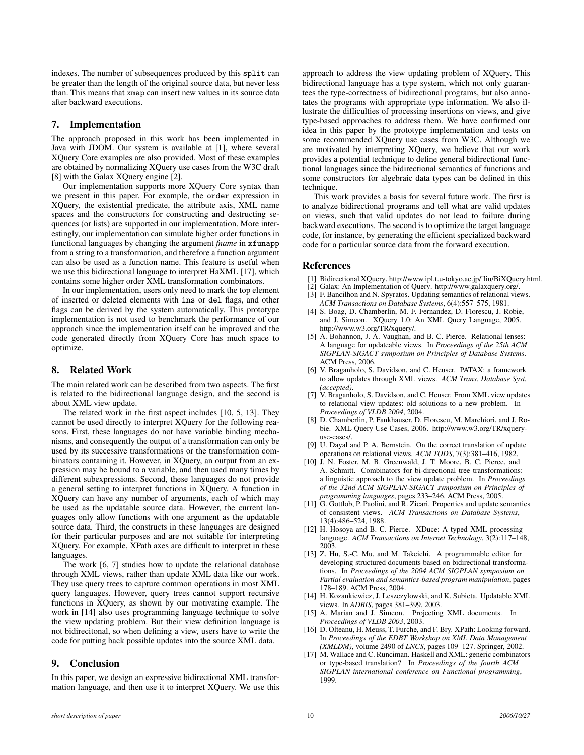indexes. The number of subsequences produced by this `split` can be greater than the length of the original source data, but never less than. This means that `xmap` can insert new values in its source data after backward executions.

## 7. Implementation

The approach proposed in this work has been implemented in Java with JDOM. Our system is available at [1], where several XQuery Core examples are also provided. Most of these examples are obtained by normalizing XQuery use cases from the W3C draft [8] with the Galax XQuery engine [2].

Our implementation supports more XQuery Core syntax than we present in this paper. For example, the `order` expression in XQuery, the existential predicate, the attribute axis, XML name spaces and the constructors for constructing and destructing sequences (or lists) are supported in our implementation. More interestingly, our implementation can simulate higher order functions in functional languages by changing the argument *fname* in `xfunapp` from a string to a transformation, and therefore a function argument can also be used as a function name. This feature is useful when we use this bidirectional language to interpret HaXML [17], which contains some higher order XML transformation combinators.

In our implementation, users only need to mark the top element of inserted or deleted elements with `ins` or `del` flags, and other flags can be derived by the system automatically. This prototype implementation is not used to benchmark the performance of our approach since the implementation itself can be improved and the code generated directly from XQuery Core has much space to optimize.

## 8. Related Work

The main related work can be described from two aspects. The first is related to the bidirectional language design, and the second is about XML view update.

The related work in the first aspect includes [10, 5, 13]. They cannot be used directly to interpret XQuery for the following reasons. First, these languages do not have variable binding mechanisms, and consequently the output of a transformation can only be used by its successive transformations or the transformation combinators containing it. However, in XQuery, an output from an expression may be bound to a variable, and then used many times by different subexpressions. Second, these languages do not provide a general setting to interpret functions in XQuery. A function in XQuery can have any number of arguments, each of which may be used as the updatable source data. However, the current languages only allow functions with one argument as the updatable source data. Third, the constructs in these languages are designed for their particular purposes and are not suitable for interpreting XQuery. For example, XPath axes are difficult to interpret in these languages.

The work [6, 7] studies how to update the relational database through XML views, rather than update XML data like our work. They use query trees to capture common operations in most XML query languages. However, query trees cannot support recursive functions in XQuery, as shown by our motivating example. The work in [14] also uses programming language technique to solve the view updating problem. But their view definition language is not bidirecitonal, so when defining a view, users have to write the code for putting back possible updates into the source XML data.

## 9. Conclusion

In this paper, we design an expressive bidirectional XML transformation language, and then use it to interpret XQuery. We use this approach to address the view updating problem of XQuery. This bidirectional language has a type system, which not only guarantees the type-correctness of bidirectional programs, but also annotates the programs with appropriate type information. We also illustrate the difficulties of processing insertions on views, and give type-based approaches to address them. We have confirmed our idea in this paper by the prototype implementation and tests on some recommended XQuery use cases from W3C. Although we are motivated by interpreting XQuery, we believe that our work provides a potential technique to define general bidirectional functional languages since the bidirectional semantics of functions and some constructors for algebraic data types can be defined in this technique.

This work provides a basis for several future work. The first is to analyze bidirectional programs and tell what are valid updates on views, such that valid updates do not lead to failure during backward executions. The second is to optimize the target language code, for instance, by generating the efficient specialized backward code for a particular source data from the forward execution.

## References

[1] Bidirectional XQuery. http://www.ipl.t.u-tokyo.ac.jp/~liu/BiXQuery.html.

[2] Galax: An Implementation of Query. http://www.galaxquery.org/.

[3] F. Bancilhon and N. Spyratos. Updating semantics of relational views. *ACM Transactions on Database Systems*, 6(4):557–575, 1981.

[4] S. Boag, D. Chamberlin, M. F. Fernandez, D. Florescu, J. Robie, and J. Simeon. XQuery 1.0: An XML Query Language, 2005. http://www.w3.org/TR/xquery/.

[5] A. Bohannon, J. A. Vaughan, and B. C. Pierce. Relational lenses: A language for updateable views. In *Proceedings of the 25th ACM SIGPLAN-SIGACT symposium on Principles of Database Systems*. ACM Press, 2006.

[6] V. Braganholo, S. Davidson, and C. Heuser. PATAX: a framework to allow updates through XML views. *ACM Trans. Database Syst. (accepted)*.

[7] V. Braganholo, S. Davidson, and C. Heuser. From XML view updates to relational view updates: old solutions to a new problem. In *Proceedings of VLDB 2004*, 2004.

[8] D. Chamberlin, P. Fankhauser, D. Florescu, M. Marchiori, and J. Robie. XML Query Use Cases, 2006. http://www.w3.org/TR/xquery-use-cases/.

[9] U. Dayal and P. A. Bernstein. On the correct translation of update operations on relational views. *ACM TODS*, 7(3):381–416, 1982.

[10] J. N. Foster, M. B. Greenwald, J. T. Moore, B. C. Pierce, and A. Schmitt. Combinators for bi-directional tree transformations: a linguistic approach to the view update problem. In *Proceedings of the 32nd ACM SIGPLAN-SIGACT symposium on Principles of programming languages*, pages 233–246. ACM Press, 2005.

[11] G. Gottlob, P. Paolini, and R. Zicari. Properties and update semantics of consistent views. *ACM Transactions on Database Systems*, 13(4):486–524, 1988.

[12] H. Hosoya and B. C. Pierce. XDuce: A typed XML processing language. *ACM Transactions on Internet Technology*, 3(2):117–148, 2003.

[13] Z. Hu, S.-C. Mu, and M. Takeichi. A programmable editor for developing structured documents based on bidirectional transformations. In *Proceedings of the 2004 ACM SIGPLAN symposium on Partial evaluation and semantics-based program manipulation*, pages 178–189. ACM Press, 2004.

[14] H. Kozankiewicz, J. Leszczylowski, and K. Subieta. Updatable XML views. In *ADBIS*, pages 381–399, 2003.

[15] A. Marian and J. Simeon. Projecting XML documents. In *Proceedings of VLDB 2003*, 2003.

[16] D. Olteanu, H. Meuss, T. Furche, and F. Bry. XPath: Looking forward. In *Proceedings of the EDBT Workshop on XML Data Management (XMLDM)*, volume 2490 of *LNCS*, pages 109–127. Springer, 2002.

[17] M. Wallace and C. Runciman. Haskell and XML: generic combinators or type-based translation? In *Proceedings of the fourth ACM SIGPLAN international conference on Functional programming*, 1999.